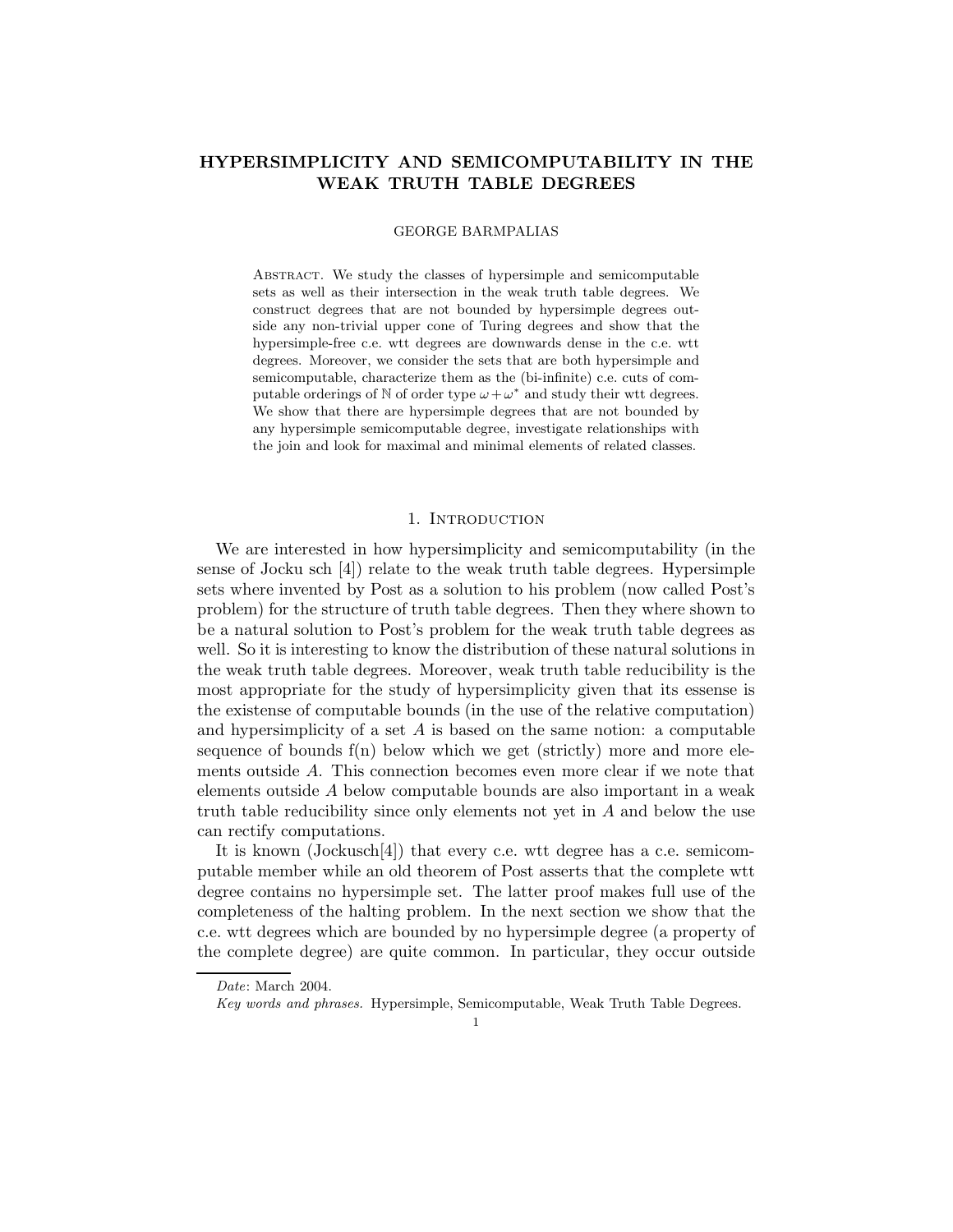# HYPERSIMPLICITY AND SEMICOMPUTABILITY IN THE WEAK TRUTH TABLE DEGREES

GEORGE BARMPALIAS

Abstract. We study the classes of hypersimple and semicomputable sets as well as their intersection in the weak truth table degrees. We construct degrees that are not bounded by hypersimple degrees outside any non-trivial upper cone of Turing degrees and show that the hypersimple-free c.e. wtt degrees are downwards dense in the c.e. wtt degrees. Moreover, we consider the sets that are both hypersimple and semicomputable, characterize them as the (bi-infinite) c.e. cuts of computable orderings of $\mathbb{N}$ of order type $\omega + \omega^*$ and study their wtt degrees. We show that there are hypersimple degrees that are not bounded by any hypersimple semicomputable degree, investigate relationships with the join and look for maximal and minimal elements of related classes.

## 1. Introduction

We are interested in how hypersimplicity and semicomputability (in the sense of Jocku sch [4]) relate to the weak truth table degrees. Hypersimple sets where invented by Post as a solution to his problem (now called Post's problem) for the structure of truth table degrees. Then they where shown to be a natural solution to Post's problem for the weak truth table degrees as well. So it is interesting to know the distribution of these natural solutions in the weak truth table degrees. Moreover, weak truth table reducibility is the most appropriate for the study of hypersimplicity given that its essense is the existense of computable bounds (in the use of the relative computation) and hypersimplicity of a set $A$ is based on the same notion: a computable sequence of bounds f(n) below which we get (strictly) more and more elements outside $A$. This connection becomes even more clear if we note that elements outside $A$ below computable bounds are also important in a weak truth table reducibility since only elements not yet in $A$ and below the use can rectify computations.

It is known (Jockusch[4]) that every c.e. wtt degree has a c.e. semicomputable member while an old theorem of Post asserts that the complete wtt degree contains no hypersimple set. The latter proof makes full use of the completeness of the halting problem. In the next section we show that the c.e. wtt degrees which are bounded by no hypersimple degree (a property of the complete degree) are quite common. In particular, they occur outside

*Date*: March 2004.

*Key words and phrases.* Hypersimple, Semicomputable, Weak Truth Table Degrees.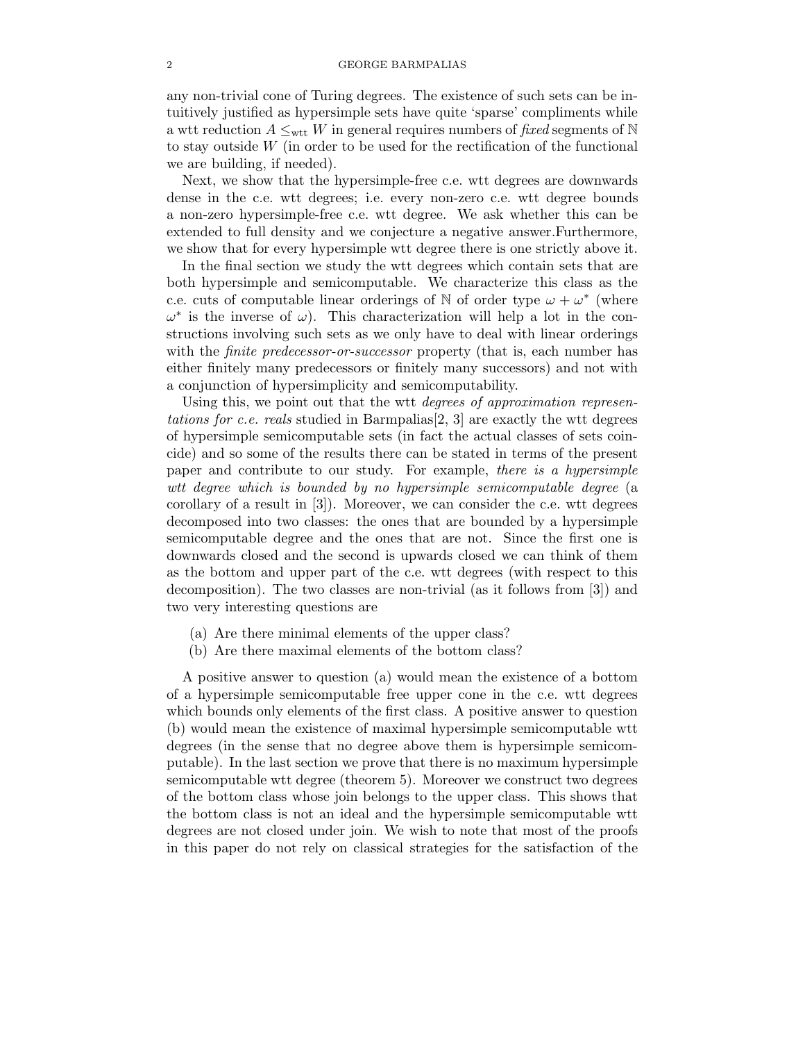any non-trivial cone of Turing degrees. The existence of such sets can be intuitively justified as hypersimple sets have quite 'sparse' compliments while a wtt reduction $A \leq_{\mathrm{wtt}} W$ in general requires numbers of *fixed* segments of $\mathbb{N}$ to stay outside $W$ (in order to be used for the rectification of the functional we are building, if needed).

Next, we show that the hypersimple-free c.e. wtt degrees are downwards dense in the c.e. wtt degrees; i.e. every non-zero c.e. wtt degree bounds a non-zero hypersimple-free c.e. wtt degree. We ask whether this can be extended to full density and we conjecture a negative answer.Furthermore, we show that for every hypersimple wtt degree there is one strictly above it.

In the final section we study the wtt degrees which contain sets that are both hypersimple and semicomputable. We characterize this class as the c.e. cuts of computable linear orderings of $\mathbb{N}$ of order type $\omega + \omega^*$ (where $\omega^*$ is the inverse of $\omega$). This characterization will help a lot in the constructions involving such sets as we only have to deal with linear orderings with the *finite predecessor-or-successor* property (that is, each number has either finitely many predecessors or finitely many successors) and not with a conjunction of hypersimplicity and semicomputability.

Using this, we point out that the wtt *degrees of approximation representations for c.e. reals* studied in Barmpalias[2, 3] are exactly the wtt degrees of hypersimple semicomputable sets (in fact the actual classes of sets coincide) and so some of the results there can be stated in terms of the present paper and contribute to our study. For example, *there is a hypersimple wtt degree which is bounded by no hypersimple semicomputable degree* (a corollary of a result in [3]). Moreover, we can consider the c.e. wtt degrees decomposed into two classes: the ones that are bounded by a hypersimple semicomputable degree and the ones that are not. Since the first one is downwards closed and the second is upwards closed we can think of them as the bottom and upper part of the c.e. wtt degrees (with respect to this decomposition). The two classes are non-trivial (as it follows from [3]) and two very interesting questions are

(a) Are there minimal elements of the upper class?
(b) Are there maximal elements of the bottom class?

A positive answer to question (a) would mean the existence of a bottom of a hypersimple semicomputable free upper cone in the c.e. wtt degrees which bounds only elements of the first class. A positive answer to question (b) would mean the existence of maximal hypersimple semicomputable wtt degrees (in the sense that no degree above them is hypersimple semicomputable). In the last section we prove that there is no maximum hypersimple semicomputable wtt degree (theorem 5). Moreover we construct two degrees of the bottom class whose join belongs to the upper class. This shows that the bottom class is not an ideal and the hypersimple semicomputable wtt degrees are not closed under join. We wish to note that most of the proofs in this paper do not rely on classical strategies for the satisfaction of the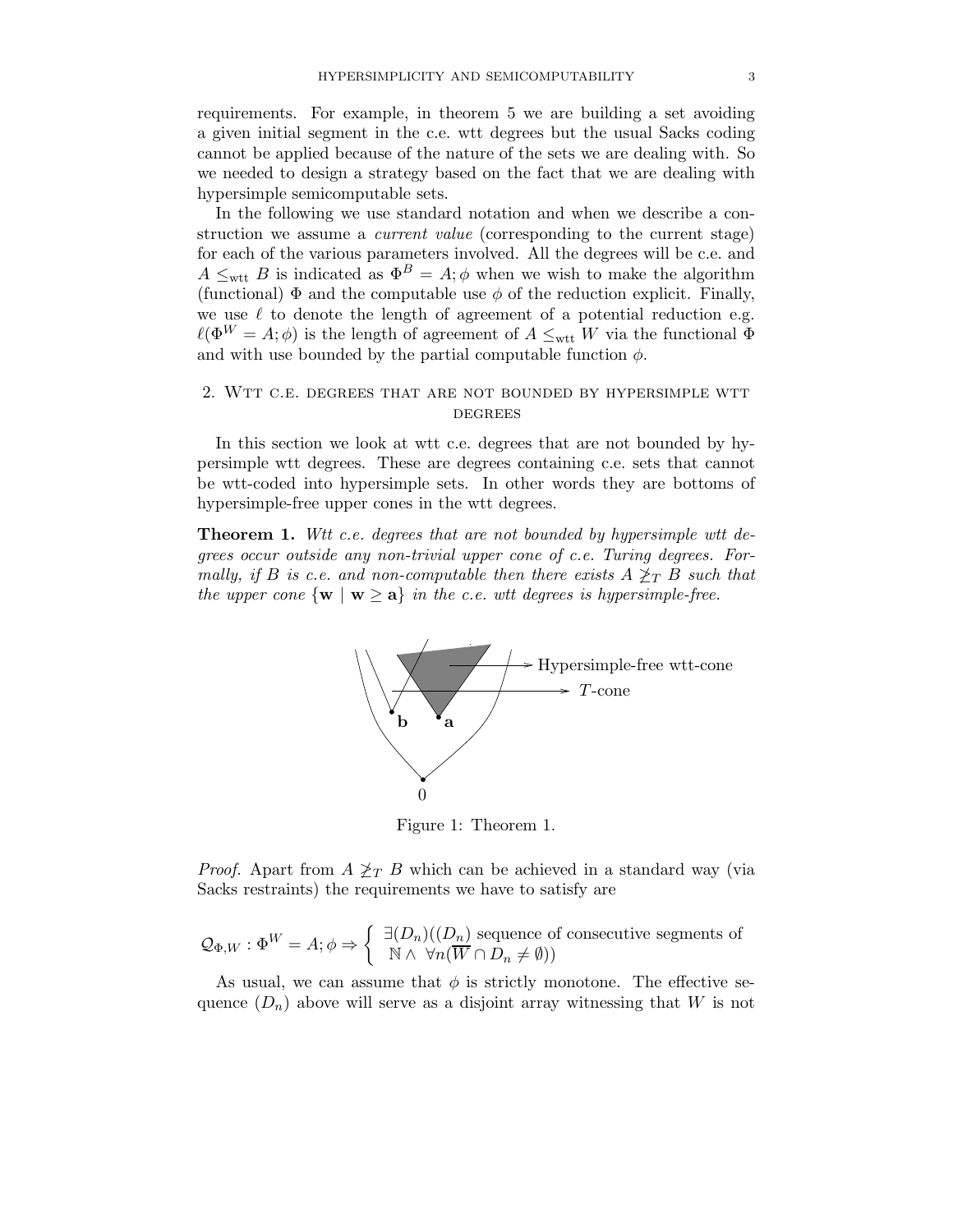requirements. For example, in theorem 5 we are building a set avoiding a given initial segment in the c.e. wtt degrees but the usual Sacks coding cannot be applied because of the nature of the sets we are dealing with. So we needed to design a strategy based on the fact that we are dealing with hypersimple semicomputable sets.

In the following we use standard notation and when we describe a construction we assume a *current value* (corresponding to the current stage) for each of the various parameters involved. All the degrees will be c.e. and $A \leq_{\text{wtt}} B$ is indicated as $\Phi^B = A; \phi$ when we wish to make the algorithm (functional) $\Phi$ and the computable use $\phi$ of the reduction explicit. Finally, we use $\ell$ to denote the length of agreement of a potential reduction e.g. $\ell(\Phi^W = A; \phi)$ is the length of agreement of $A \leq_{\text{wtt}} W$ via the functional $\Phi$ and with use bounded by the partial computable function $\phi$.

## 2. Wtt c.e. degrees that are not bounded by hypersimple wtt degrees

In this section we look at wtt c.e. degrees that are not bounded by hypersimple wtt degrees. These are degrees containing c.e. sets that cannot be wtt-coded into hypersimple sets. In other words they are bottoms of hypersimple-free upper cones in the wtt degrees.

**Theorem 1.** *Wtt c.e. degrees that are not bounded by hypersimple wtt degrees occur outside any non-trivial upper cone of c.e. Turing degrees. Formally, if $B$ is c.e. and non-computable then there exists $A \not\geq_T B$ such that the upper cone $\{\mathbf{w} \mid \mathbf{w} \geq \mathbf{a}\}$ in the c.e. wtt degrees is hypersimple-free.*

Figure 1: Theorem 1.

*Proof.* Apart from $A \not\geq_T B$ which can be achieved in a standard way (via Sacks restraints) the requirements we have to satisfy are

$$\mathcal{Q}_{\Phi,W} : \Phi^W = A; \phi \Rightarrow \left\{ \begin{array}{l} \exists (D_n)((D_n) \text{ sequence of consecutive segments of} \\ \mathbb{N} \wedge \ \forall n(\overline{W} \cap D_n \neq \emptyset)) \end{array} \right.$$

As usual, we can assume that $\phi$ is strictly monotone. The effective sequence $(D_n)$ above will serve as a disjoint array witnessing that $W$ is not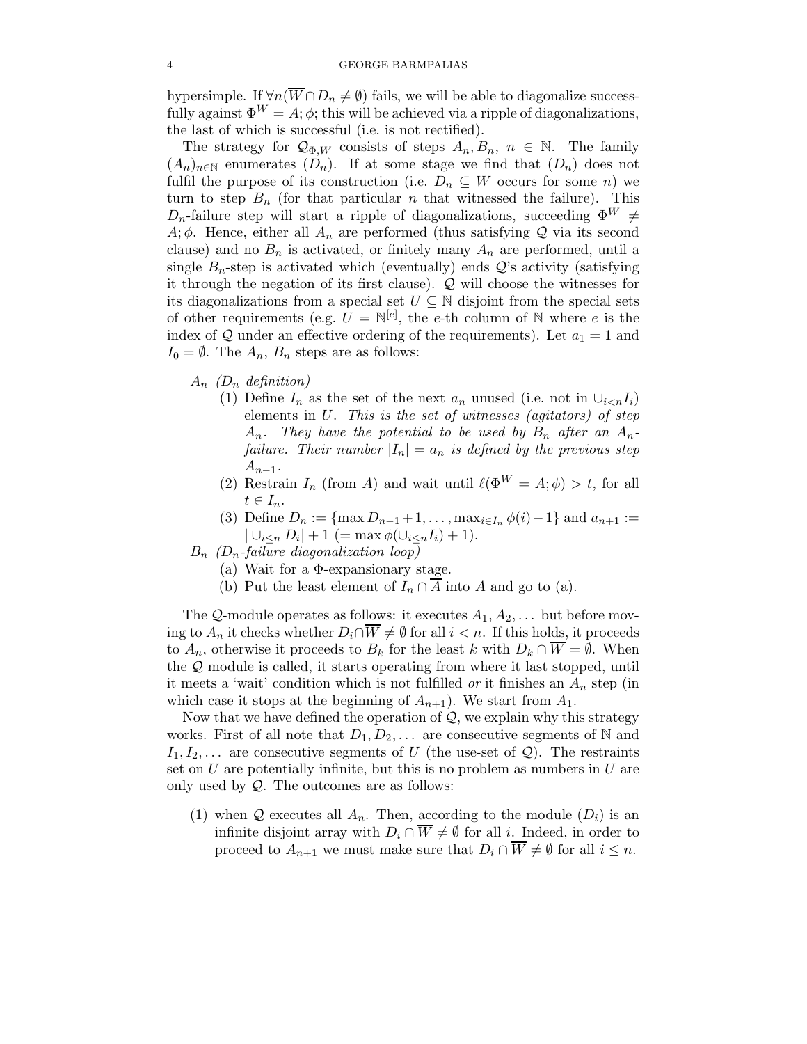hypersimple. If $\forall n(\overline{W} \cap D_n \neq \emptyset)$ fails, we will be able to diagonalize successfully against $\Phi^W = A; \phi$; this will be achieved via a ripple of diagonalizations, the last of which is successful (i.e. is not rectified).

The strategy for $\mathcal{Q}_{\Phi,W}$ consists of steps $A_n, B_n$, $n \in \mathbb{N}$. The family $(A_n)_{n\in\mathbb{N}}$ enumerates $(D_n)$. If at some stage we find that $(D_n)$ does not fulfil the purpose of its construction (i.e. $D_n \subseteq W$ occurs for some $n$) we turn to step $B_n$ (for that particular $n$ that witnessed the failure). This $D_n$-failure step will start a ripple of diagonalizations, succeeding $\Phi^W \neq A; \phi$. Hence, either all $A_n$ are performed (thus satisfying $\mathcal{Q}$ via its second clause) and no $B_n$ is activated, or finitely many $A_n$ are performed, until a single $B_n$-step is activated which (eventually) ends $\mathcal{Q}$'s activity (satisfying it through the negation of its first clause). $\mathcal{Q}$ will choose the witnesses for its diagonalizations from a special set $U \subseteq \mathbb{N}$ disjoint from the special sets of other requirements (e.g. $U = \mathbb{N}^{[e]}$, the $e$-th column of $\mathbb{N}$ where $e$ is the index of $\mathcal{Q}$ under an effective ordering of the requirements). Let $a_1 = 1$ and $I_0 = \emptyset$. The $A_n$, $B_n$ steps are as follows:

$A_n$ *($D_n$ definition)*

1. Define $I_n$ as the set of the next $a_n$ unused (i.e. not in $\cup_{i<n} I_i$) elements in $U$. *This is the set of witnesses (agitators) of step $A_n$. They have the potential to be used by $B_n$ after an $A_n$-failure. Their number $|I_n| = a_n$ is defined by the previous step $A_{n-1}$.*
2. Restrain $I_n$ (from $A$) and wait until $\ell(\Phi^W = A; \phi) > t$, for all $t \in I_n$.
3. Define $D_n := \{\max D_{n-1} + 1, \dots, \max_{i\in I_n} \phi(i) - 1\}$ and $a_{n+1} := |\cup_{i\leq n} D_i| + 1$ $(= \max \phi(\cup_{i\leq n} I_i) + 1)$.

$B_n$ *($D_n$-failure diagonalization loop)*

(a) Wait for a $\Phi$-expansionary stage.

(b) Put the least element of $I_n \cap \overline{A}$ into $A$ and go to (a).

The $\mathcal{Q}$-module operates as follows: it executes $A_1, A_2, \dots$ but before moving to $A_n$ it checks whether $D_i \cap \overline{W} \neq \emptyset$ for all $i < n$. If this holds, it proceeds to $A_n$, otherwise it proceeds to $B_k$ for the least $k$ with $D_k \cap \overline{W} = \emptyset$. When the $\mathcal{Q}$ module is called, it starts operating from where it last stopped, until it meets a 'wait' condition which is not fulfilled *or* it finishes an $A_n$ step (in which case it stops at the beginning of $A_{n+1}$). We start from $A_1$.

Now that we have defined the operation of $\mathcal{Q}$, we explain why this strategy works. First of all note that $D_1, D_2, \dots$ are consecutive segments of $\mathbb{N}$ and $I_1, I_2, \dots$ are consecutive segments of $U$ (the use-set of $\mathcal{Q}$). The restraints set on $U$ are potentially infinite, but this is no problem as numbers in $U$ are only used by $\mathcal{Q}$. The outcomes are as follows:

1. when $\mathcal{Q}$ executes all $A_n$. Then, according to the module $(D_i)$ is an infinite disjoint array with $D_i \cap \overline{W} \neq \emptyset$ for all $i$. Indeed, in order to proceed to $A_{n+1}$ we must make sure that $D_i \cap \overline{W} \neq \emptyset$ for all $i \leq n$.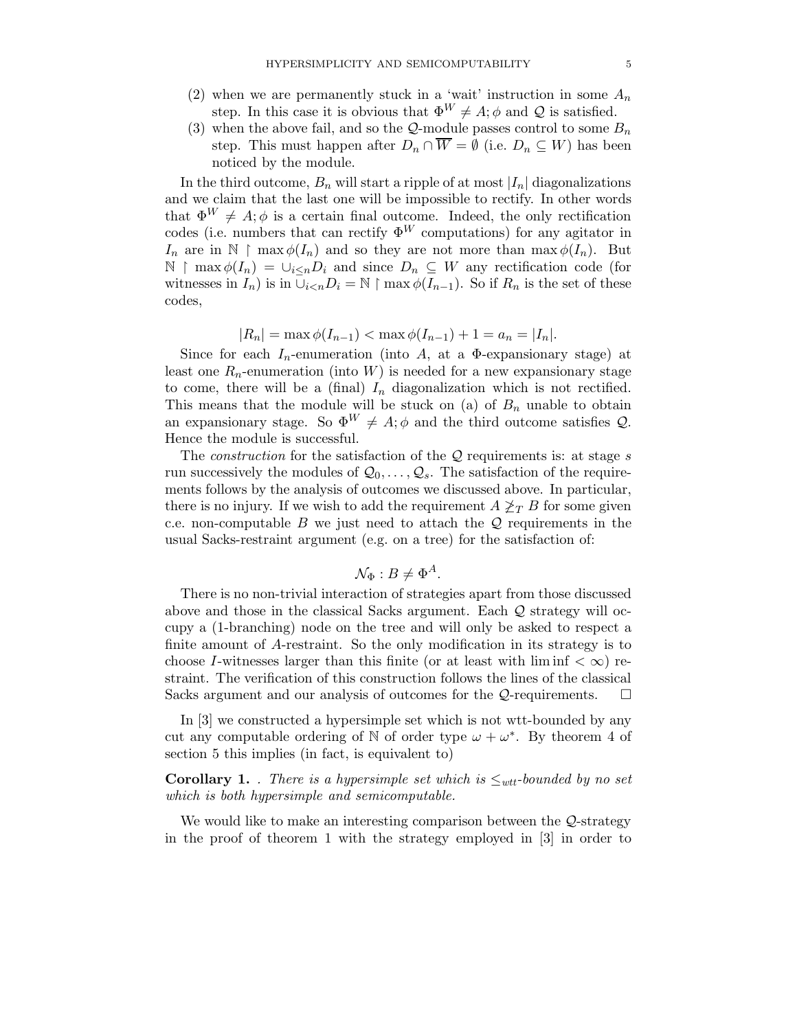(2) when we are permanently stuck in a 'wait' instruction in some $A_n$ step. In this case it is obvious that $\Phi^W \neq A; \phi$ and $\mathcal{Q}$ is satisfied.

(3) when the above fail, and so the $\mathcal{Q}$-module passes control to some $B_n$ step. This must happen after $D_n \cap \overline{W} = \emptyset$ (i.e. $D_n \subseteq W$) has been noticed by the module.

In the third outcome, $B_n$ will start a ripple of at most $|I_n|$ diagonalizations and we claim that the last one will be impossible to rectify. In other words that $\Phi^W \neq A; \phi$ is a certain final outcome. Indeed, the only rectification codes (i.e. numbers that can rectify $\Phi^W$ computations) for any agitator in $I_n$ are in $\mathbb{N} \upharpoonright \max \phi(I_n)$ and so they are not more than $\max \phi(I_n)$. But $\mathbb{N} \upharpoonright \max \phi(I_n) = \cup_{i \leq n} D_i$ and since $D_n \subseteq W$ any rectification code (for witnesses in $I_n$) is in $\cup_{i<n} D_i = \mathbb{N} \upharpoonright \max \phi(I_{n-1})$. So if $R_n$ is the set of these codes,

$$|R_n| = \max \phi(I_{n-1}) < \max \phi(I_{n-1}) + 1 = a_n = |I_n|.$$

Since for each $I_n$-enumeration (into $A$, at a $\Phi$-expansionary stage) at least one $R_n$-enumeration (into $W$) is needed for a new expansionary stage to come, there will be a (final) $I_n$ diagonalization which is not rectified. This means that the module will be stuck on (a) of $B_n$ unable to obtain an expansionary stage. So $\Phi^W \neq A; \phi$ and the third outcome satisfies $\mathcal{Q}$. Hence the module is successful.

The *construction* for the satisfaction of the $\mathcal{Q}$ requirements is: at stage $s$ run successively the modules of $\mathcal{Q}_0, \dots, \mathcal{Q}_s$. The satisfaction of the requirements follows by the analysis of outcomes we discussed above. In particular, there is no injury. If we wish to add the requirement $A \not\geq_T B$ for some given c.e. non-computable $B$ we just need to attach the $\mathcal{Q}$ requirements in the usual Sacks-restraint argument (e.g. on a tree) for the satisfaction of:

$$\mathcal{N}_\Phi : B \neq \Phi^A.$$

There is no non-trivial interaction of strategies apart from those discussed above and those in the classical Sacks argument. Each $\mathcal{Q}$ strategy will occupy a (1-branching) node on the tree and will only be asked to respect a finite amount of $A$-restraint. So the only modification in its strategy is to choose $I$-witnesses larger than this finite (or at least with $\liminf < \infty$) restraint. The verification of this construction follows the lines of the classical Sacks argument and our analysis of outcomes for the $\mathcal{Q}$-requirements. $\square$

In [3] we constructed a hypersimple set which is not wtt-bounded by any cut any computable ordering of $\mathbb{N}$ of order type $\omega + \omega^*$. By theorem 4 of section 5 this implies (in fact, is equivalent to)

**Corollary 1.** . *There is a hypersimple set which is $\leq_{wtt}$-bounded by no set which is both hypersimple and semicomputable.*

We would like to make an interesting comparison between the $\mathcal{Q}$-strategy in the proof of theorem 1 with the strategy employed in [3] in order to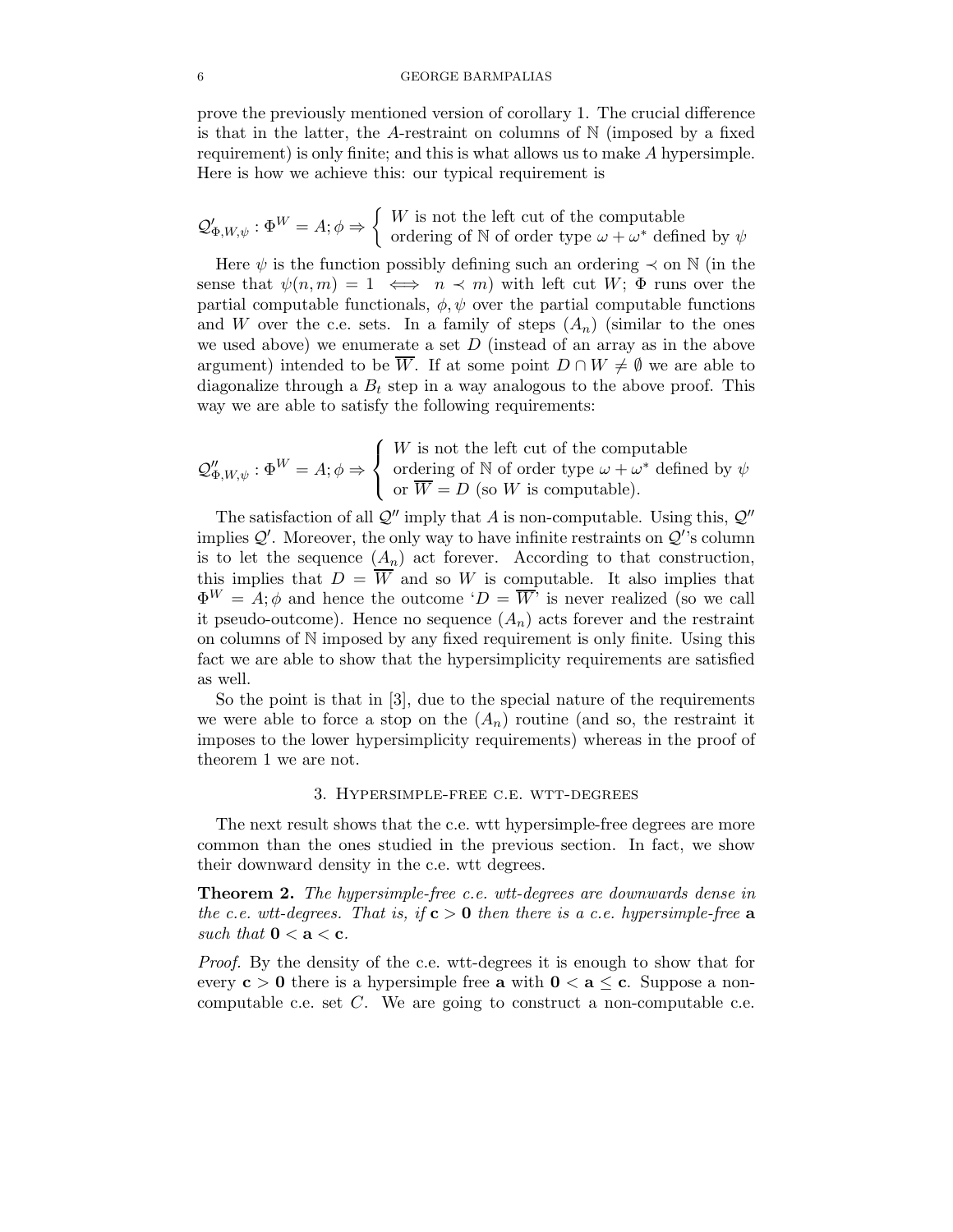prove the previously mentioned version of corollary 1. The crucial difference is that in the latter, the $A$-restraint on columns of $\mathbb{N}$ (imposed by a fixed requirement) is only finite; and this is what allows us to make $A$ hypersimple. Here is how we achieve this: our typical requirement is

$$\mathcal{Q}'_{\Phi,W,\psi} : \Phi^W = A; \phi \Rightarrow \begin{cases} W \text{ is not the left cut of the computable} \\ \text{ordering of } \mathbb{N} \text{ of order type } \omega + \omega^* \text{ defined by } \psi \end{cases}$$

Here $\psi$ is the function possibly defining such an ordering $\prec$ on $\mathbb{N}$ (in the sense that $\psi(n,m) = 1 \iff n \prec m$) with left cut $W$; $\Phi$ runs over the partial computable functionals, $\phi, \psi$ over the partial computable functions and $W$ over the c.e. sets. In a family of steps $(A_n)$ (similar to the ones we used above) we enumerate a set $D$ (instead of an array as in the above argument) intended to be $\overline{W}$. If at some point $D \cap W \neq \emptyset$ we are able to diagonalize through a $B_t$ step in a way analogous to the above proof. This way we are able to satisfy the following requirements:

$$\mathcal{Q}''_{\Phi,W,\psi} : \Phi^W = A; \phi \Rightarrow \begin{cases} W \text{ is not the left cut of the computable} \\ \text{ordering of } \mathbb{N} \text{ of order type } \omega + \omega^* \text{ defined by } \psi \\ \text{or } \overline{W} = D \text{ (so } W \text{ is computable).} \end{cases}$$

The satisfaction of all $\mathcal{Q}''$ imply that $A$ is non-computable. Using this, $\mathcal{Q}''$ implies $\mathcal{Q}'$. Moreover, the only way to have infinite restraints on $\mathcal{Q}'$'s column is to let the sequence $(A_n)$ act forever. According to that construction, this implies that $D = \overline{W}$ and so $W$ is computable. It also implies that $\Phi^W = A; \phi$ and hence the outcome '$D = \overline{W}$' is never realized (so we call it pseudo-outcome). Hence no sequence $(A_n)$ acts forever and the restraint on columns of $\mathbb{N}$ imposed by any fixed requirement is only finite. Using this fact we are able to show that the hypersimplicity requirements are satisfied as well.

So the point is that in [3], due to the special nature of the requirements we were able to force a stop on the $(A_n)$ routine (and so, the restraint it imposes to the lower hypersimplicity requirements) whereas in the proof of theorem 1 we are not.

## 3. Hypersimple-free c.e. wtt-degrees

The next result shows that the c.e. wtt hypersimple-free degrees are more common than the ones studied in the previous section. In fact, we show their downward density in the c.e. wtt degrees.

**Theorem 2.** *The hypersimple-free c.e. wtt-degrees are downwards dense in the c.e. wtt-degrees. That is, if* $\mathbf{c} > \mathbf{0}$ *then there is a c.e. hypersimple-free* $\mathbf{a}$ *such that* $\mathbf{0} < \mathbf{a} < \mathbf{c}$.

*Proof.* By the density of the c.e. wtt-degrees it is enough to show that for every $\mathbf{c} > \mathbf{0}$ there is a hypersimple free $\mathbf{a}$ with $\mathbf{0} < \mathbf{a} \leq \mathbf{c}$. Suppose a non-computable c.e. set $C$. We are going to construct a non-computable c.e.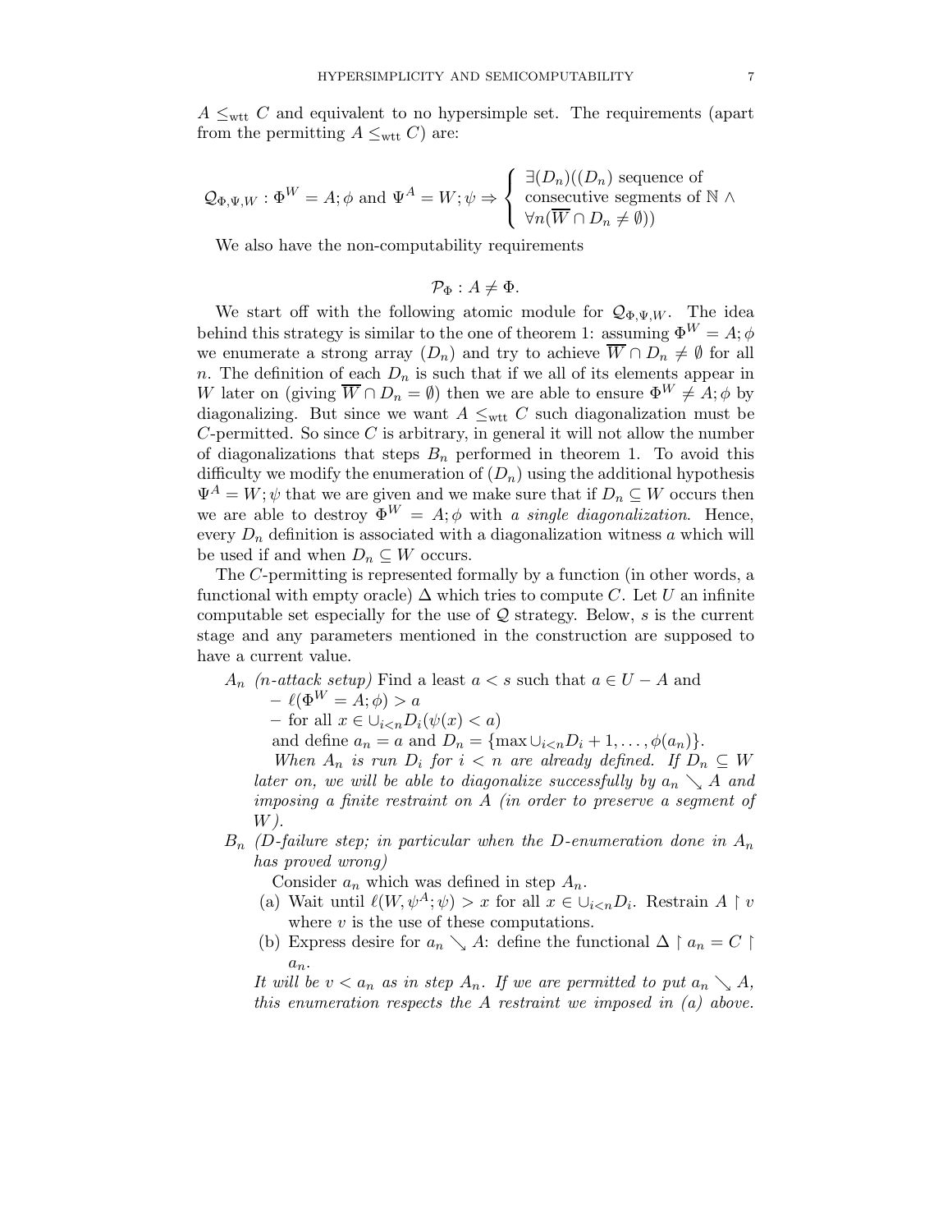$A \leq_{\rm wtt} C$ and equivalent to no hypersimple set. The requirements (apart from the permitting $A \leq_{\rm wtt} C$) are:

$$\mathcal{Q}_{\Phi,\Psi,W} : \Phi^W = A; \phi \text{ and } \Psi^A = W; \psi \Rightarrow \left\{ \begin{array}{l} \exists (D_n)((D_n) \text{ sequence of} \\ \text{consecutive segments of } \mathbb{N} \wedge \\ \forall n (\overline{W} \cap D_n \neq \emptyset)) \end{array} \right.$$

We also have the non-computability requirements

$$\mathcal{P}_\Phi : A \neq \Phi.$$

We start off with the following atomic module for $\mathcal{Q}_{\Phi,\Psi,W}$. The idea behind this strategy is similar to the one of theorem 1: assuming $\Phi^W = A; \phi$ we enumerate a strong array $(D_n)$ and try to achieve $\overline{W} \cap D_n \neq \emptyset$ for all $n$. The definition of each $D_n$ is such that if we all of its elements appear in $W$ later on (giving $\overline{W} \cap D_n = \emptyset$) then we are able to ensure $\Phi^W \neq A; \phi$ by diagonalizing. But since we want $A \leq_{\rm wtt} C$ such diagonalization must be $C$-permitted. So since $C$ is arbitrary, in general it will not allow the number of diagonalizations that steps $B_n$ performed in theorem 1. To avoid this difficulty we modify the enumeration of $(D_n)$ using the additional hypothesis $\Psi^A = W; \psi$ that we are given and we make sure that if $D_n \subseteq W$ occurs then we are able to destroy $\Phi^W = A; \phi$ with *a single diagonalization*. Hence, every $D_n$ definition is associated with a diagonalization witness $a$ which will be used if and when $D_n \subseteq W$ occurs.

The $C$-permitting is represented formally by a function (in other words, a functional with empty oracle) $\Delta$ which tries to compute $C$. Let $U$ an infinite computable set especially for the use of $\mathcal{Q}$ strategy. Below, $s$ is the current stage and any parameters mentioned in the construction are supposed to have a current value.

$A_n$ *(n-attack setup)* Find a least $a < s$ such that $a \in U - A$ and
- $\ell(\Phi^W = A; \phi) > a$
- for all $x \in \cup_{i<n} D_i (\psi(x) < a)$

and define $a_n = a$ and $D_n = \{\max \cup_{i<n} D_i + 1, \ldots, \phi(a_n)\}$.

*When $A_n$ is run $D_i$ for $i < n$ are already defined. If $D_n \subseteq W$ later on, we will be able to diagonalize successfully by $a_n \searrow A$ and imposing a finite restraint on $A$ (in order to preserve a segment of $W$).*

$B_n$ *(D-failure step; in particular when the D-enumeration done in $A_n$ has proved wrong)*

Consider $a_n$ which was defined in step $A_n$.

(a) Wait until $\ell(W, \psi^A; \psi) > x$ for all $x \in \cup_{i<n} D_i$. Restrain $A \upharpoonright v$ where $v$ is the use of these computations.

(b) Express desire for $a_n \searrow A$: define the functional $\Delta \upharpoonright a_n = C \upharpoonright a_n$.

*It will be $v < a_n$ as in step $A_n$. If we are permitted to put $a_n \searrow A$, this enumeration respects the $A$ restraint we imposed in (a) above.*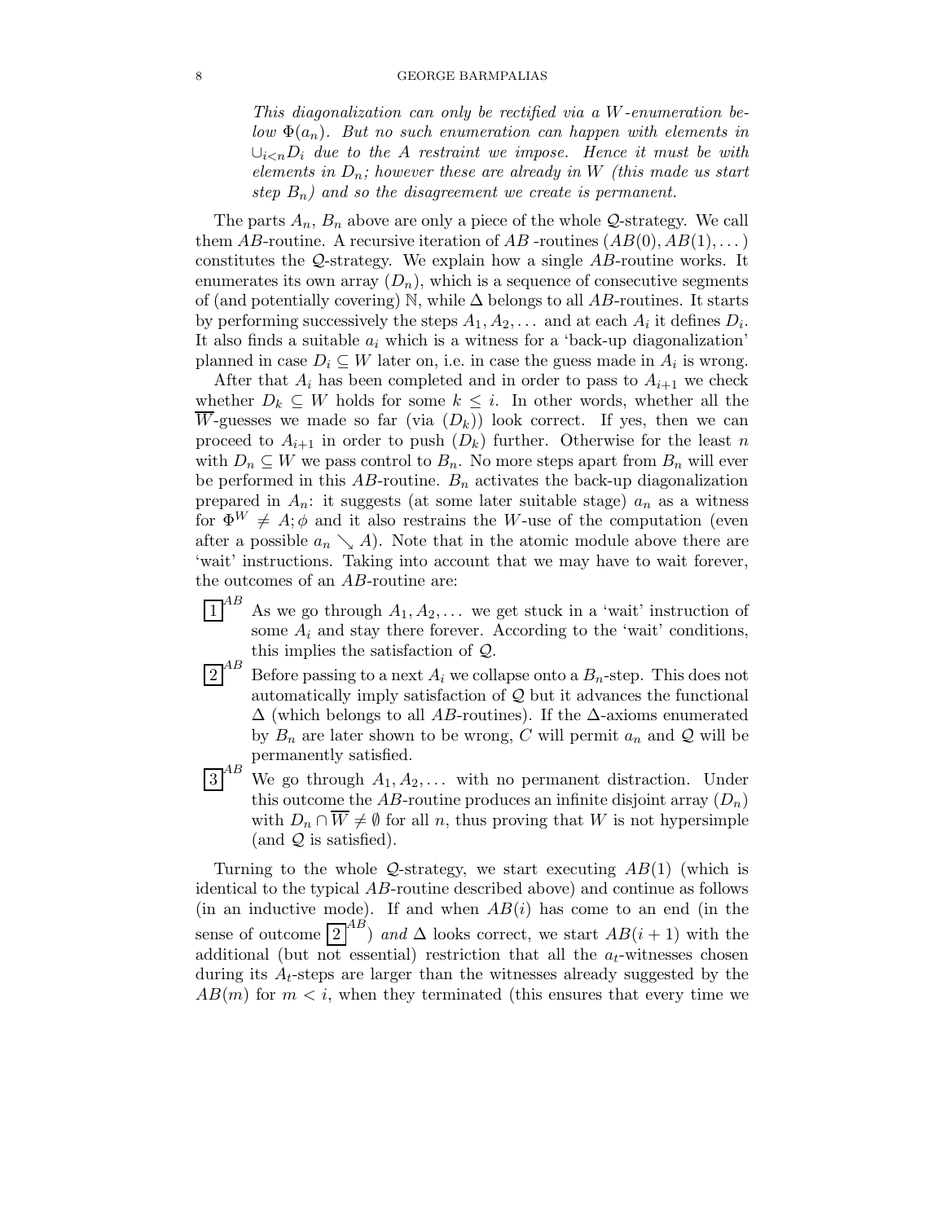*This diagonalization can only be rectified via a $W$-enumeration below $\Phi(a_n)$. But no such enumeration can happen with elements in $\cup_{i<n} D_i$ due to the $A$ restraint we impose. Hence it must be with elements in $D_n$; however these are already in $W$ (this made us start step $B_n$) and so the disagreement we create is permanent.*

The parts $A_n$, $B_n$ above are only a piece of the whole $\mathcal{Q}$-strategy. We call them $AB$-routine. A recursive iteration of $AB$ -routines $(AB(0), AB(1), \dots)$ constitutes the $\mathcal{Q}$-strategy. We explain how a single $AB$-routine works. It enumerates its own array $(D_n)$, which is a sequence of consecutive segments of (and potentially covering) $\mathbb{N}$, while $\Delta$ belongs to all $AB$-routines. It starts by performing successively the steps $A_1, A_2, \dots$ and at each $A_i$ it defines $D_i$. It also finds a suitable $a_i$ which is a witness for a 'back-up diagonalization' planned in case $D_i \subseteq W$ later on, i.e. in case the guess made in $A_i$ is wrong.

After that $A_i$ has been completed and in order to pass to $A_{i+1}$ we check whether $D_k \subseteq W$ holds for some $k \leq i$. In other words, whether all the $\overline{W}$-guesses we made so far (via $(D_k)$) look correct. If yes, then we can proceed to $A_{i+1}$ in order to push $(D_k)$ further. Otherwise for the least $n$ with $D_n \subseteq W$ we pass control to $B_n$. No more steps apart from $B_n$ will ever be performed in this $AB$-routine. $B_n$ activates the back-up diagonalization prepared in $A_n$: it suggests (at some later suitable stage) $a_n$ as a witness for $\Phi^W \neq A; \phi$ and it also restrains the $W$-use of the computation (even after a possible $a_n \searrow A$). Note that in the atomic module above there are 'wait' instructions. Taking into account that we may have to wait forever, the outcomes of an $AB$-routine are:

- $\boxed{1}^{AB}$ As we go through $A_1, A_2, \dots$ we get stuck in a 'wait' instruction of some $A_i$ and stay there forever. According to the 'wait' conditions, this implies the satisfaction of $\mathcal{Q}$.
- $\boxed{2}^{AB}$ Before passing to a next $A_i$ we collapse onto a $B_n$-step. This does not automatically imply satisfaction of $\mathcal{Q}$ but it advances the functional $\Delta$ (which belongs to all $AB$-routines). If the $\Delta$-axioms enumerated by $B_n$ are later shown to be wrong, $C$ will permit $a_n$ and $\mathcal{Q}$ will be permanently satisfied.
- $\boxed{3}^{AB}$ We go through $A_1, A_2, \dots$ with no permanent distraction. Under this outcome the $AB$-routine produces an infinite disjoint array $(D_n)$ with $D_n \cap \overline{W} \neq \emptyset$ for all $n$, thus proving that $W$ is not hypersimple (and $\mathcal{Q}$ is satisfied).

Turning to the whole $\mathcal{Q}$-strategy, we start executing $AB(1)$ (which is identical to the typical $AB$-routine described above) and continue as follows (in an inductive mode). If and when $AB(i)$ has come to an end (in the sense of outcome $\boxed{2}^{AB}$) *and* $\Delta$ looks correct, we start $AB(i+1)$ with the additional (but not essential) restriction that all the $a_t$-witnesses chosen during its $A_t$-steps are larger than the witnesses already suggested by the $AB(m)$ for $m < i$, when they terminated (this ensures that every time we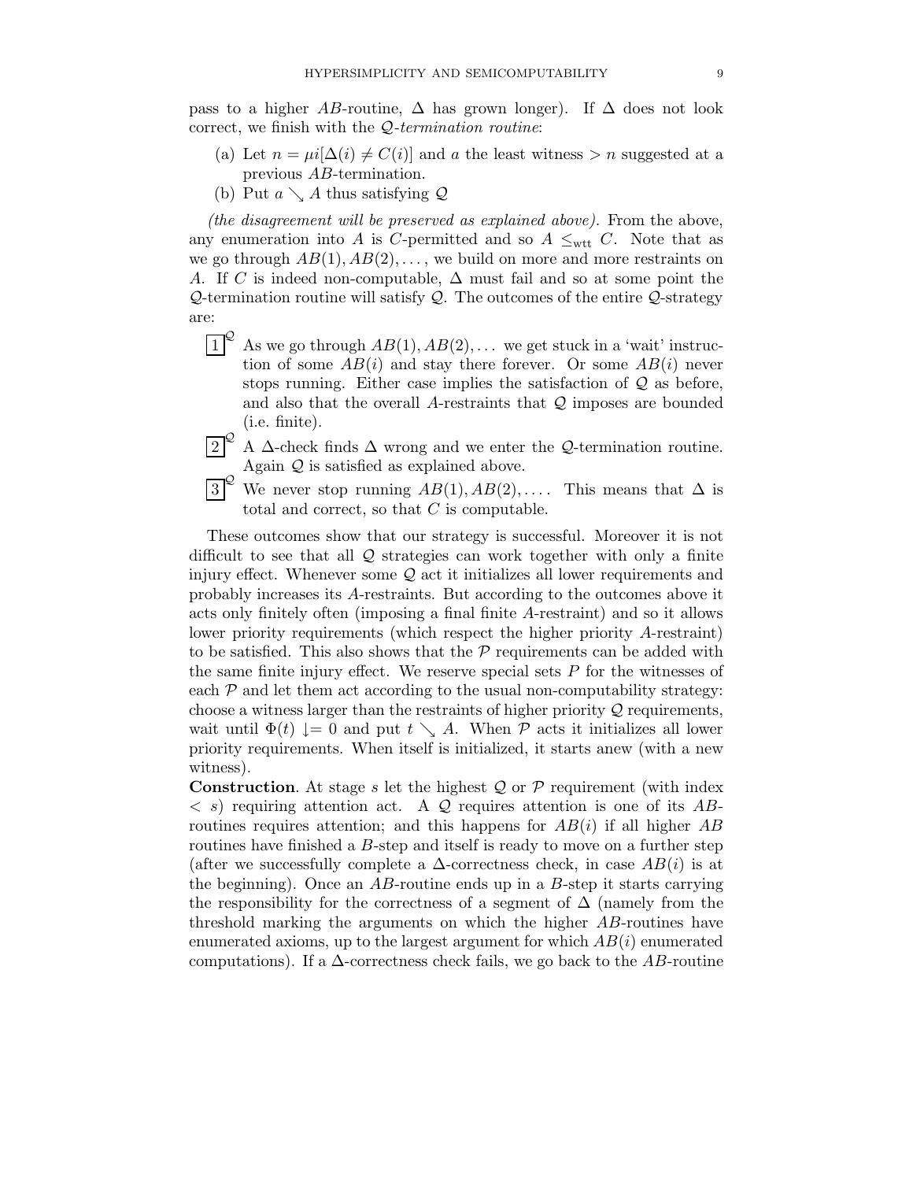pass to a higher $AB$-routine, $\Delta$ has grown longer). If $\Delta$ does not look correct, we finish with the $\mathcal{Q}$-*termination routine*:

(a) Let $n = \mu i[\Delta(i) \neq C(i)]$ and $a$ the least witness $> n$ suggested at a previous $AB$-termination.

(b) Put $a \searrow A$ thus satisfying $\mathcal{Q}$

*(the disagreement will be preserved as explained above).* From the above, any enumeration into $A$ is $C$-permitted and so $A \leq_{\mathrm{wtt}} C$. Note that as we go through $AB(1), AB(2), \ldots$, we build on more and more restraints on $A$. If $C$ is indeed non-computable, $\Delta$ must fail and so at some point the $\mathcal{Q}$-termination routine will satisfy $\mathcal{Q}$. The outcomes of the entire $\mathcal{Q}$-strategy are:

$\boxed{1}^{\mathcal{Q}}$ As we go through $AB(1), AB(2), \ldots$ we get stuck in a 'wait' instruction of some $AB(i)$ and stay there forever. Or some $AB(i)$ never stops running. Either case implies the satisfaction of $\mathcal{Q}$ as before, and also that the overall $A$-restraints that $\mathcal{Q}$ imposes are bounded (i.e. finite).

$\boxed{2}^{\mathcal{Q}}$ A $\Delta$-check finds $\Delta$ wrong and we enter the $\mathcal{Q}$-termination routine. Again $\mathcal{Q}$ is satisfied as explained above.

$\boxed{3}^{\mathcal{Q}}$ We never stop running $AB(1), AB(2), \ldots$. This means that $\Delta$ is total and correct, so that $C$ is computable.

These outcomes show that our strategy is successful. Moreover it is not difficult to see that all $\mathcal{Q}$ strategies can work together with only a finite injury effect. Whenever some $\mathcal{Q}$ act it initializes all lower requirements and probably increases its $A$-restraints. But according to the outcomes above it acts only finitely often (imposing a final finite $A$-restraint) and so it allows lower priority requirements (which respect the higher priority $A$-restraint) to be satisfied. This also shows that the $\mathcal{P}$ requirements can be added with the same finite injury effect. We reserve special sets $P$ for the witnesses of each $\mathcal{P}$ and let them act according to the usual non-computability strategy: choose a witness larger than the restraints of higher priority $\mathcal{Q}$ requirements, wait until $\Phi(t) \downarrow = 0$ and put $t \searrow A$. When $\mathcal{P}$ acts it initializes all lower priority requirements. When itself is initialized, it starts anew (with a new witness).

**Construction**. At stage $s$ let the highest $\mathcal{Q}$ or $\mathcal{P}$ requirement (with index $< s$) requiring attention act. A $\mathcal{Q}$ requires attention is one of its $AB$-routines requires attention; and this happens for $AB(i)$ if all higher $AB$ routines have finished a $B$-step and itself is ready to move on a further step (after we successfully complete a $\Delta$-correctness check, in case $AB(i)$ is at the beginning). Once an $AB$-routine ends up in a $B$-step it starts carrying the responsibility for the correctness of a segment of $\Delta$ (namely from the threshold marking the arguments on which the higher $AB$-routines have enumerated axioms, up to the largest argument for which $AB(i)$ enumerated computations). If a $\Delta$-correctness check fails, we go back to the $AB$-routine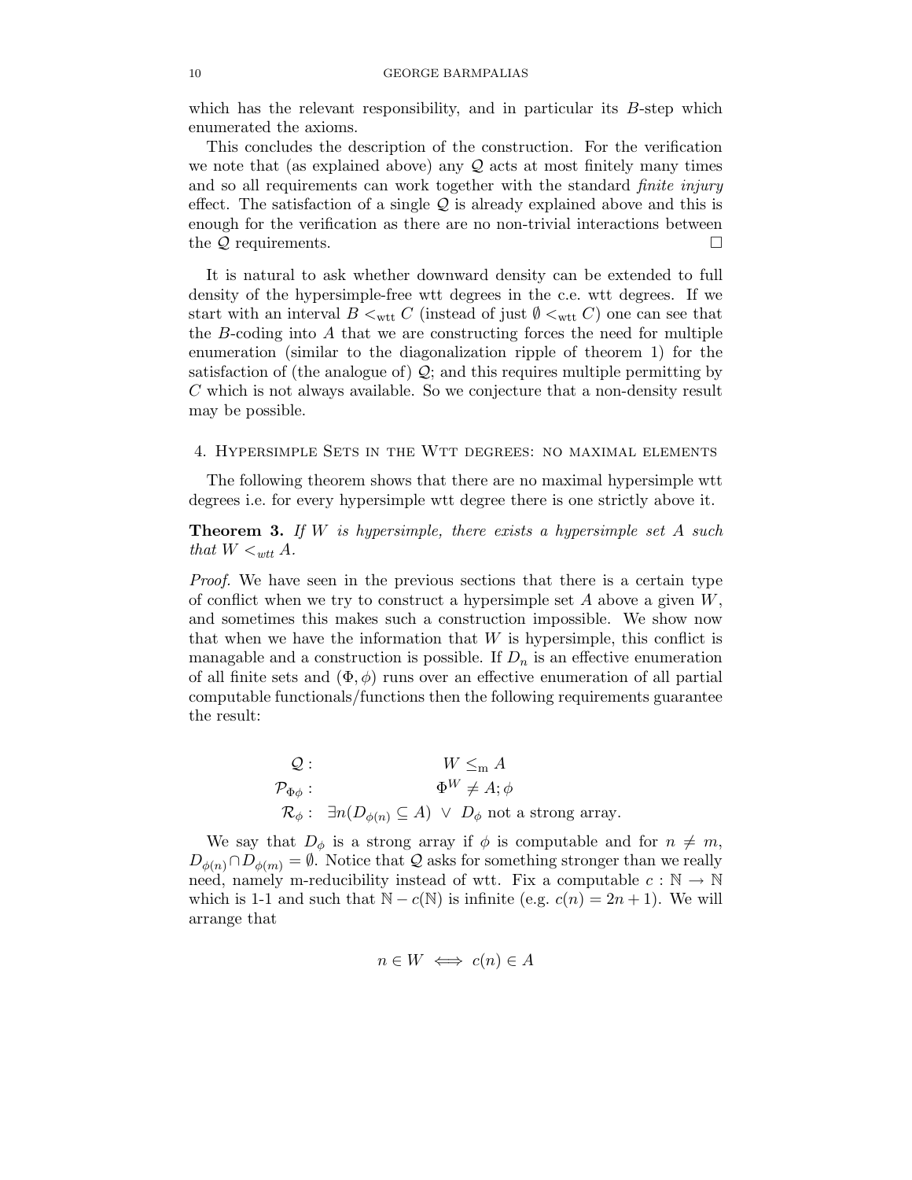which has the relevant responsibility, and in particular its $B$-step which enumerated the axioms.

This concludes the description of the construction. For the verification we note that (as explained above) any $\mathcal{Q}$ acts at most finitely many times and so all requirements can work together with the standard *finite injury* effect. The satisfaction of a single $\mathcal{Q}$ is already explained above and this is enough for the verification as there are no non-trivial interactions between the $\mathcal{Q}$ requirements. □

It is natural to ask whether downward density can be extended to full density of the hypersimple-free wtt degrees in the c.e. wtt degrees. If we start with an interval $B <_{\mathrm{wtt}} C$ (instead of just $\emptyset <_{\mathrm{wtt}} C$) one can see that the $B$-coding into $A$ that we are constructing forces the need for multiple enumeration (similar to the diagonalization ripple of theorem 1) for the satisfaction of (the analogue of) $\mathcal{Q}$; and this requires multiple permitting by $C$ which is not always available. So we conjecture that a non-density result may be possible.

## 4. Hypersimple Sets in the Wtt degrees: no maximal elements

The following theorem shows that there are no maximal hypersimple wtt degrees i.e. for every hypersimple wtt degree there is one strictly above it.

**Theorem 3.** *If $W$ is hypersimple, there exists a hypersimple set $A$ such that $W <_{wtt} A$.*

*Proof.* We have seen in the previous sections that there is a certain type of conflict when we try to construct a hypersimple set $A$ above a given $W$, and sometimes this makes such a construction impossible. We show now that when we have the information that $W$ is hypersimple, this conflict is managable and a construction is possible. If $D_n$ is an effective enumeration of all finite sets and $(\Phi, \phi)$ runs over an effective enumeration of all partial computable functionals/functions then the following requirements guarantee the result:

$$
\begin{aligned}
\mathcal{Q}: &\quad W \leq_{\mathrm{m}} A \\
\mathcal{P}_{\Phi\phi}: &\quad \Phi^W \neq A; \phi \\
\mathcal{R}_{\phi}: &\quad \exists n (D_{\phi(n)} \subseteq A) \ \vee \ D_{\phi} \text{ not a strong array.}
\end{aligned}
$$

We say that $D_\phi$ is a strong array if $\phi$ is computable and for $n \neq m$, $D_{\phi(n)} \cap D_{\phi(m)} = \emptyset$. Notice that $\mathcal{Q}$ asks for something stronger than we really need, namely m-reducibility instead of wtt. Fix a computable $c : \mathbb{N} \to \mathbb{N}$ which is 1-1 and such that $\mathbb{N} - c(\mathbb{N})$ is infinite (e.g. $c(n) = 2n + 1$). We will arrange that

$$
n \in W \iff c(n) \in A
$$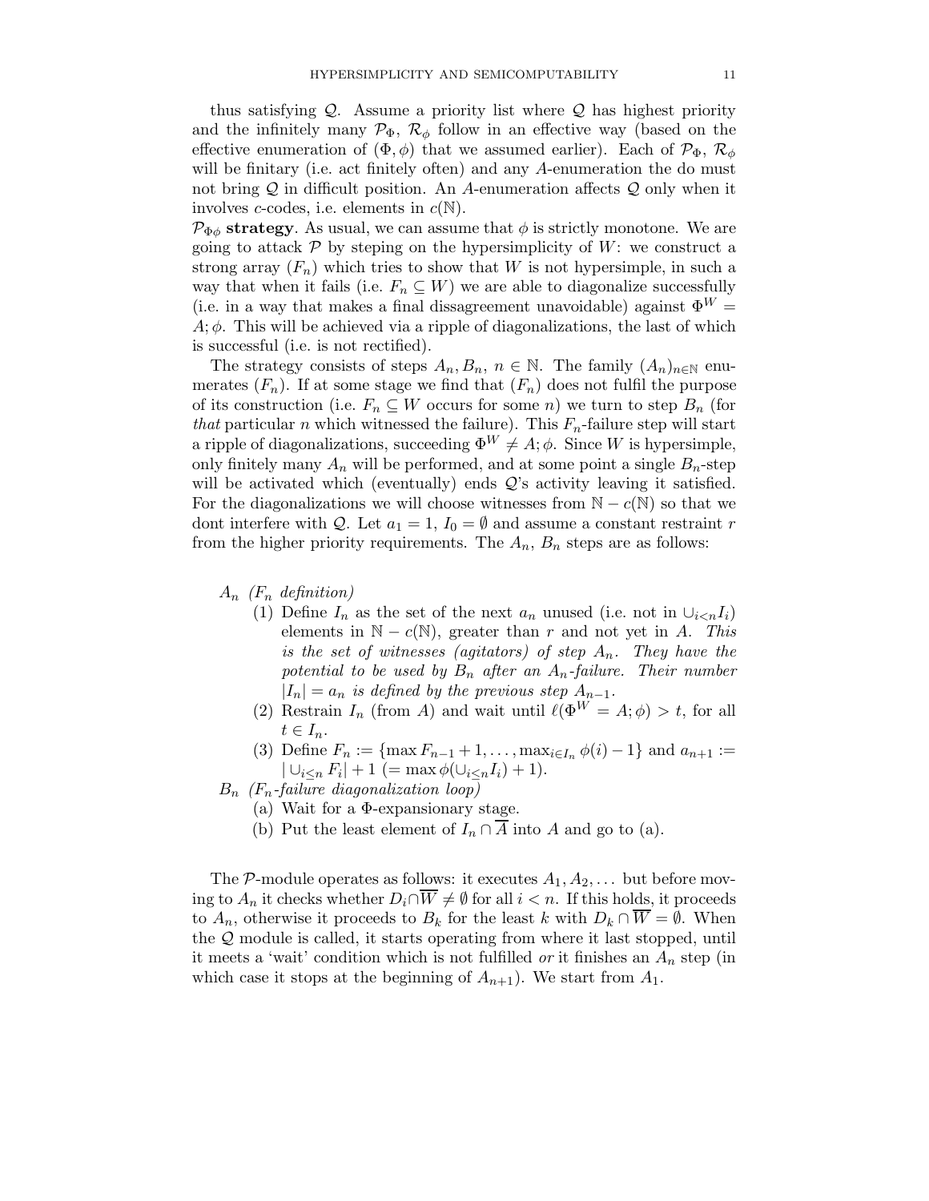thus satisfying $\mathcal{Q}$. Assume a priority list where $\mathcal{Q}$ has highest priority and the infinitely many $\mathcal{P}_\Phi$, $\mathcal{R}_\phi$ follow in an effective way (based on the effective enumeration of $(\Phi, \phi)$ that we assumed earlier). Each of $\mathcal{P}_\Phi$, $\mathcal{R}_\phi$ will be finitary (i.e. act finitely often) and any $A$-enumeration the do must not bring $\mathcal{Q}$ in difficult position. An $A$-enumeration affects $\mathcal{Q}$ only when it involves $c$-codes, i.e. elements in $c(\mathbb{N})$.

$\mathcal{P}_{\Phi\phi}$ **strategy**. As usual, we can assume that $\phi$ is strictly monotone. We are going to attack $\mathcal{P}$ by steping on the hypersimplicity of $W$: we construct a strong array $(F_n)$ which tries to show that $W$ is not hypersimple, in such a way that when it fails (i.e. $F_n \subseteq W$) we are able to diagonalize successfully (i.e. in a way that makes a final dissagreement unavoidable) against $\Phi^W = A; \phi$. This will be achieved via a ripple of diagonalizations, the last of which is successful (i.e. is not rectified).

The strategy consists of steps $A_n, B_n$, $n \in \mathbb{N}$. The family $(A_n)_{n\in\mathbb{N}}$ enumerates $(F_n)$. If at some stage we find that $(F_n)$ does not fulfil the purpose of its construction (i.e. $F_n \subseteq W$ occurs for some $n$) we turn to step $B_n$ (for *that* particular $n$ which witnessed the failure). This $F_n$-failure step will start a ripple of diagonalizations, succeeding $\Phi^W \neq A; \phi$. Since $W$ is hypersimple, only finitely many $A_n$ will be performed, and at some point a single $B_n$-step will be activated which (eventually) ends $\mathcal{Q}$'s activity leaving it satisfied. For the diagonalizations we will choose witnesses from $\mathbb{N} - c(\mathbb{N})$ so that we dont interfere with $\mathcal{Q}$. Let $a_1 = 1$, $I_0 = \emptyset$ and assume a constant restraint $r$ from the higher priority requirements. The $A_n$, $B_n$ steps are as follows:

$A_n$ *($F_n$ definition)*

1. Define $I_n$ as the set of the next $a_n$ unused (i.e. not in $\cup_{i<n} I_i$) elements in $\mathbb{N} - c(\mathbb{N})$, greater than $r$ and not yet in $A$. *This is the set of witnesses (agitators) of step $A_n$. They have the potential to be used by $B_n$ after an $A_n$-failure. Their number $|I_n| = a_n$ is defined by the previous step $A_{n-1}$.*
2. Restrain $I_n$ (from $A$) and wait until $\ell(\Phi^W = A; \phi) > t$, for all $t \in I_n$.
3. Define $F_n := \{\max F_{n-1} + 1, \ldots, \max_{i \in I_n} \phi(i) - 1\}$ and $a_{n+1} := |\cup_{i \leq n} F_i| + 1$ $(= \max \phi(\cup_{i \leq n} I_i) + 1)$.

$B_n$ *($F_n$-failure diagonalization loop)*

- (a) Wait for a $\Phi$-expansionary stage.
- (b) Put the least element of $I_n \cap \overline{A}$ into $A$ and go to (a).

The $\mathcal{P}$-module operates as follows: it executes $A_1, A_2, \ldots$ but before moving to $A_n$ it checks whether $D_i \cap \overline{W} \neq \emptyset$ for all $i < n$. If this holds, it proceeds to $A_n$, otherwise it proceeds to $B_k$ for the least $k$ with $D_k \cap \overline{W} = \emptyset$. When the $\mathcal{Q}$ module is called, it starts operating from where it last stopped, until it meets a 'wait' condition which is not fulfilled *or* it finishes an $A_n$ step (in which case it stops at the beginning of $A_{n+1}$). We start from $A_1$.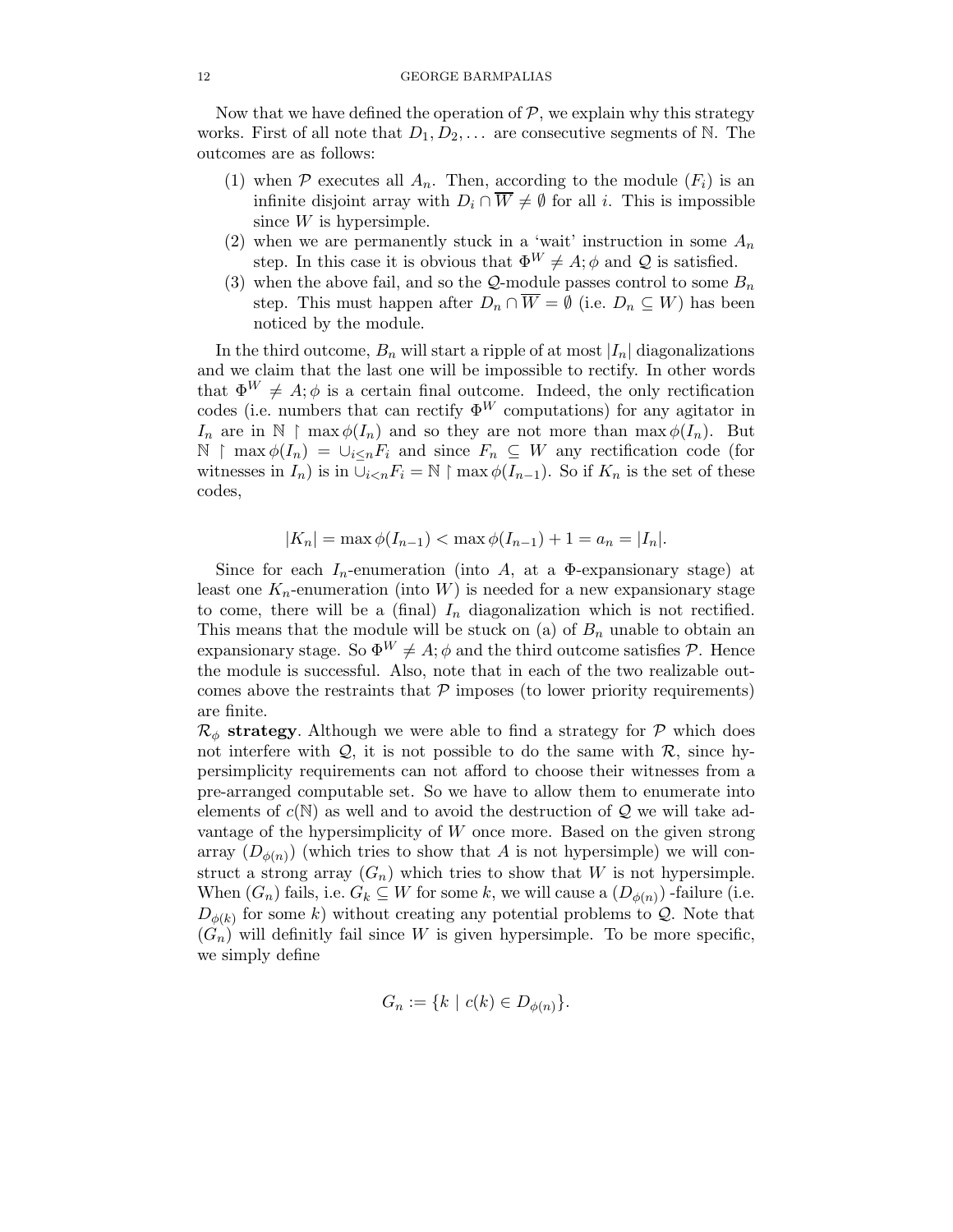Now that we have defined the operation of $\mathcal{P}$, we explain why this strategy works. First of all note that $D_1, D_2, \dots$ are consecutive segments of $\mathbb{N}$. The outcomes are as follows:

1. when $\mathcal{P}$ executes all $A_n$. Then, according to the module $(F_i)$ is an infinite disjoint array with $D_i \cap \overline{W} \neq \emptyset$ for all $i$. This is impossible since $W$ is hypersimple.
2. when we are permanently stuck in a 'wait' instruction in some $A_n$ step. In this case it is obvious that $\Phi^W \neq A; \phi$ and $\mathcal{Q}$ is satisfied.
3. when the above fail, and so the $\mathcal{Q}$-module passes control to some $B_n$ step. This must happen after $D_n \cap \overline{W} = \emptyset$ (i.e. $D_n \subseteq W$) has been noticed by the module.

In the third outcome, $B_n$ will start a ripple of at most $|I_n|$ diagonalizations and we claim that the last one will be impossible to rectify. In other words that $\Phi^W \neq A; \phi$ is a certain final outcome. Indeed, the only rectification codes (i.e. numbers that can rectify $\Phi^W$ computations) for any agitator in $I_n$ are in $\mathbb{N} \upharpoonright \max \phi(I_n)$ and so they are not more than $\max \phi(I_n)$. But $\mathbb{N} \upharpoonright \max \phi(I_n) = \cup_{i \leq n} F_i$ and since $F_n \subseteq W$ any rectification code (for witnesses in $I_n$) is in $\cup_{i<n} F_i = \mathbb{N} \upharpoonright \max \phi(I_{n-1})$. So if $K_n$ is the set of these codes,

$$|K_n| = \max \phi(I_{n-1}) < \max \phi(I_{n-1}) + 1 = a_n = |I_n|.$$

Since for each $I_n$-enumeration (into $A$, at a $\Phi$-expansionary stage) at least one $K_n$-enumeration (into $W$) is needed for a new expansionary stage to come, there will be a (final) $I_n$ diagonalization which is not rectified. This means that the module will be stuck on (a) of $B_n$ unable to obtain an expansionary stage. So $\Phi^W \neq A; \phi$ and the third outcome satisfies $\mathcal{P}$. Hence the module is successful. Also, note that in each of the two realizable outcomes above the restraints that $\mathcal{P}$ imposes (to lower priority requirements) are finite.

$\mathcal{R}_\phi$ **strategy**. Although we were able to find a strategy for $\mathcal{P}$ which does not interfere with $\mathcal{Q}$, it is not possible to do the same with $\mathcal{R}$, since hypersimplicity requirements can not afford to choose their witnesses from a pre-arranged computable set. So we have to allow them to enumerate into elements of $c(\mathbb{N})$ as well and to avoid the destruction of $\mathcal{Q}$ we will take advantage of the hypersimplicity of $W$ once more. Based on the given strong array $(D_{\phi(n)})$ (which tries to show that $A$ is not hypersimple) we will construct a strong array $(G_n)$ which tries to show that $W$ is not hypersimple. When $(G_n)$ fails, i.e. $G_k \subseteq W$ for some $k$, we will cause a $(D_{\phi(n)})$ -failure (i.e. $D_{\phi(k)}$ for some $k$) without creating any potential problems to $\mathcal{Q}$. Note that $(G_n)$ will definitly fail since $W$ is given hypersimple. To be more specific, we simply define

$$G_n := \{k \mid c(k) \in D_{\phi(n)}\}.$$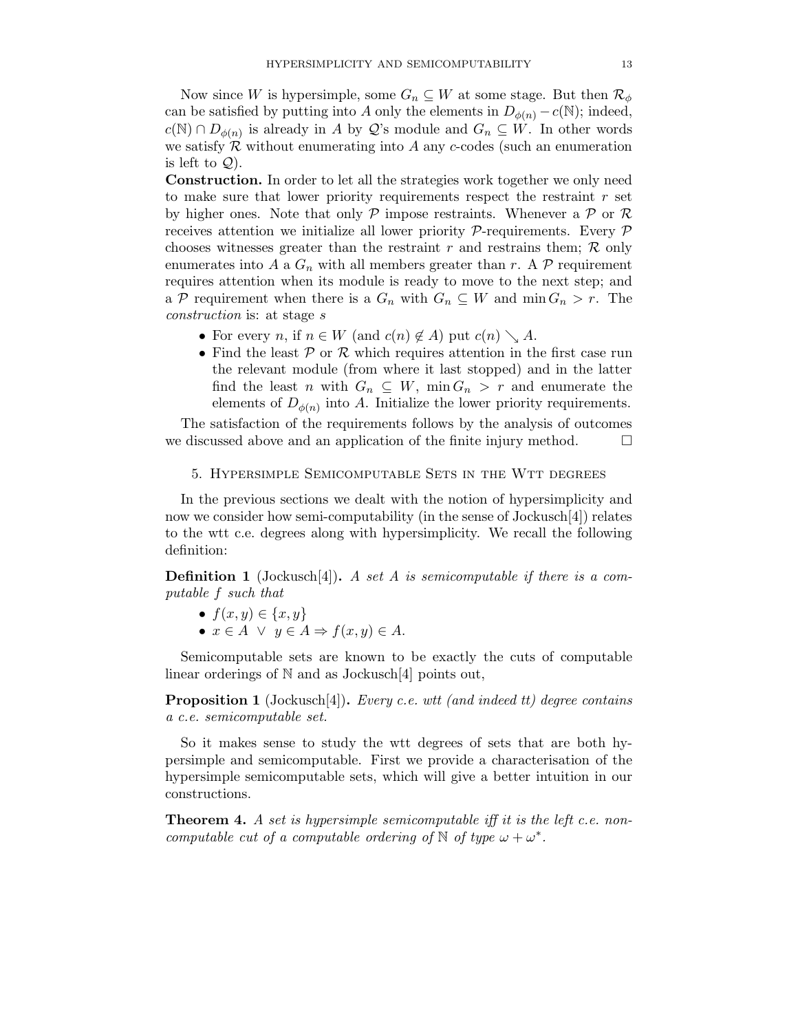Now since $W$ is hypersimple, some $G_n \subseteq W$ at some stage. But then $\mathcal{R}_\phi$ can be satisfied by putting into $A$ only the elements in $D_{\phi(n)} - c(\mathbb{N})$; indeed, $c(\mathbb{N}) \cap D_{\phi(n)}$ is already in $A$ by $\mathcal{Q}$'s module and $G_n \subseteq W$. In other words we satisfy $\mathcal{R}$ without enumerating into $A$ any $c$-codes (such an enumeration is left to $\mathcal{Q}$).

**Construction.** In order to let all the strategies work together we only need to make sure that lower priority requirements respect the restraint $r$ set by higher ones. Note that only $\mathcal{P}$ impose restraints. Whenever a $\mathcal{P}$ or $\mathcal{R}$ receives attention we initialize all lower priority $\mathcal{P}$-requirements. Every $\mathcal{P}$ chooses witnesses greater than the restraint $r$ and restrains them; $\mathcal{R}$ only enumerates into $A$ a $G_n$ with all members greater than $r$. A $\mathcal{P}$ requirement requires attention when its module is ready to move to the next step; and a $\mathcal{P}$ requirement when there is a $G_n$ with $G_n \subseteq W$ and $\min G_n > r$. The *construction* is: at stage $s$

- For every $n$, if $n \in W$ (and $c(n) \notin A$) put $c(n) \searrow A$.
- Find the least $\mathcal{P}$ or $\mathcal{R}$ which requires attention in the first case run the relevant module (from where it last stopped) and in the latter find the least $n$ with $G_n \subseteq W$, $\min G_n > r$ and enumerate the elements of $D_{\phi(n)}$ into $A$. Initialize the lower priority requirements.

The satisfaction of the requirements follows by the analysis of outcomes we discussed above and an application of the finite injury method. $\square$

## 5. Hypersimple Semicomputable Sets in the Wtt degrees

In the previous sections we dealt with the notion of hypersimplicity and now we consider how semi-computability (in the sense of Jockusch[4]) relates to the wtt c.e. degrees along with hypersimplicity. We recall the following definition:

**Definition 1** (Jockusch[4])**.** *A set $A$ is semicomputable if there is a computable $f$ such that*

- $f(x, y) \in \{x, y\}$
- $x \in A \ \vee \ y \in A \Rightarrow f(x, y) \in A$.

Semicomputable sets are known to be exactly the cuts of computable linear orderings of $\mathbb{N}$ and as Jockusch[4] points out,

**Proposition 1** (Jockusch[4])**.** *Every c.e. wtt (and indeed tt) degree contains a c.e. semicomputable set.*

So it makes sense to study the wtt degrees of sets that are both hypersimple and semicomputable. First we provide a characterisation of the hypersimple semicomputable sets, which will give a better intuition in our constructions.

**Theorem 4.** *A set is hypersimple semicomputable iff it is the left c.e. non-computable cut of a computable ordering of $\mathbb{N}$ of type $\omega + \omega^*$.*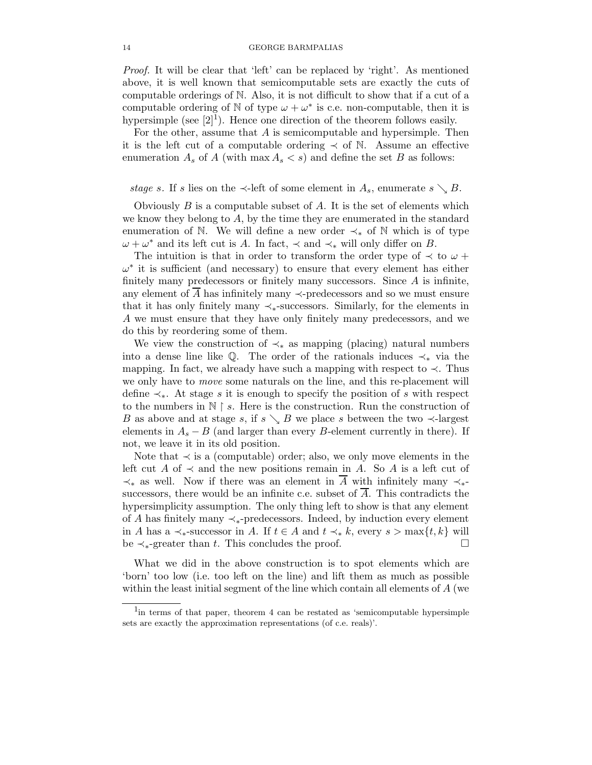*Proof.* It will be clear that 'left' can be replaced by 'right'. As mentioned above, it is well known that semicomputable sets are exactly the cuts of computable orderings of $\mathbb{N}$. Also, it is not difficult to show that if a cut of a computable ordering of $\mathbb{N}$ of type $\omega + \omega^*$ is c.e. non-computable, then it is hypersimple (see [2][1]). Hence one direction of the theorem follows easily.

For the other, assume that $A$ is semicomputable and hypersimple. Then it is the left cut of a computable ordering $\prec$ of $\mathbb{N}$. Assume an effective enumeration $A_s$ of $A$ (with $\max A_s < s$) and define the set $B$ as follows:

*stage s.* If $s$ lies on the $\prec$-left of some element in $A_s$, enumerate $s \searrow B$.

Obviously $B$ is a computable subset of $A$. It is the set of elements which we know they belong to $A$, by the time they are enumerated in the standard enumeration of $\mathbb{N}$. We will define a new order $\prec_*$ of $\mathbb{N}$ which is of type $\omega + \omega^*$ and its left cut is $A$. In fact, $\prec$ and $\prec_*$ will only differ on $B$.

The intuition is that in order to transform the order type of $\prec$ to $\omega + \omega^*$ it is sufficient (and necessary) to ensure that every element has either finitely many predecessors or finitely many successors. Since $A$ is infinite, any element of $\overline{A}$ has infinitely many $\prec$-predecessors and so we must ensure that it has only finitely many $\prec_*$-successors. Similarly, for the elements in $A$ we must ensure that they have only finitely many predecessors, and we do this by reordering some of them.

We view the construction of $\prec_*$ as mapping (placing) natural numbers into a dense line like $\mathbb{Q}$. The order of the rationals induces $\prec_*$ via the mapping. In fact, we already have such a mapping with respect to $\prec$. Thus we only have to *move* some naturals on the line, and this re-placement will define $\prec_*$. At stage $s$ it is enough to specify the position of $s$ with respect to the numbers in $\mathbb{N} \upharpoonright s$. Here is the construction. Run the construction of $B$ as above and at stage $s$, if $s \searrow B$ we place $s$ between the two $\prec$-largest elements in $A_s - B$ (and larger than every $B$-element currently in there). If not, we leave it in its old position.

Note that $\prec$ is a (computable) order; also, we only move elements in the left cut $A$ of $\prec$ and the new positions remain in $A$. So $A$ is a left cut of $\prec_*$ as well. Now if there was an element in $\overline{A}$ with infinitely many $\prec_*$-successors, there would be an infinite c.e. subset of $\overline{A}$. This contradicts the hypersimplicity assumption. The only thing left to show is that any element of $A$ has finitely many $\prec_*$-predecessors. Indeed, by induction every element in $A$ has a $\prec_*$-successor in $A$. If $t \in A$ and $t \prec_* k$, every $s > \max\{t, k\}$ will be $\prec_*$-greater than $t$. This concludes the proof. $\square$

What we did in the above construction is to spot elements which are 'born' too low (i.e. too left on the line) and lift them as much as possible within the least initial segment of the line which contain all elements of $A$ (we

[1] in terms of that paper, theorem 4 can be restated as 'semicomputable hypersimple sets are exactly the approximation representations (of c.e. reals)'.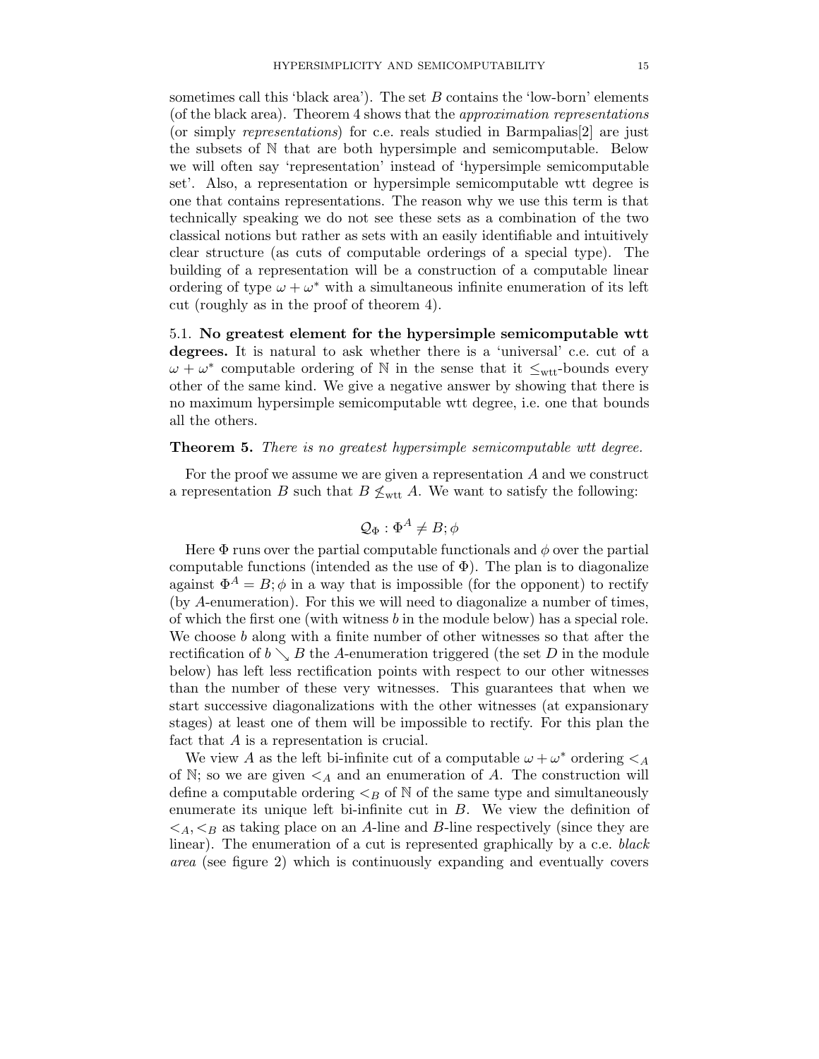sometimes call this 'black area'). The set $B$ contains the 'low-born' elements (of the black area). Theorem 4 shows that the *approximation representations* (or simply *representations*) for c.e. reals studied in Barmpalias[2] are just the subsets of $\mathbb{N}$ that are both hypersimple and semicomputable. Below we will often say 'representation' instead of 'hypersimple semicomputable set'. Also, a representation or hypersimple semicomputable wtt degree is one that contains representations. The reason why we use this term is that technically speaking we do not see these sets as a combination of the two classical notions but rather as sets with an easily identifiable and intuitively clear structure (as cuts of computable orderings of a special type). The building of a representation will be a construction of a computable linear ordering of type $\omega + \omega^*$ with a simultaneous infinite enumeration of its left cut (roughly as in the proof of theorem 4).

5.1. **No greatest element for the hypersimple semicomputable wtt degrees.** It is natural to ask whether there is a 'universal' c.e. cut of a $\omega + \omega^*$ computable ordering of $\mathbb{N}$ in the sense that it $\leq_{\text{wtt}}$-bounds every other of the same kind. We give a negative answer by showing that there is no maximum hypersimple semicomputable wtt degree, i.e. one that bounds all the others.

**Theorem 5.** *There is no greatest hypersimple semicomputable wtt degree.*

For the proof we assume we are given a representation $A$ and we construct a representation $B$ such that $B \not\leq_{\text{wtt}} A$. We want to satisfy the following:

$$\mathcal{Q}_\Phi : \Phi^A \neq B; \phi$$

Here $\Phi$ runs over the partial computable functionals and $\phi$ over the partial computable functions (intended as the use of $\Phi$). The plan is to diagonalize against $\Phi^A = B; \phi$ in a way that is impossible (for the opponent) to rectify (by $A$-enumeration). For this we will need to diagonalize a number of times, of which the first one (with witness $b$ in the module below) has a special role. We choose $b$ along with a finite number of other witnesses so that after the rectification of $b \searrow B$ the $A$-enumeration triggered (the set $D$ in the module below) has left less rectification points with respect to our other witnesses than the number of these very witnesses. This guarantees that when we start successive diagonalizations with the other witnesses (at expansionary stages) at least one of them will be impossible to rectify. For this plan the fact that $A$ is a representation is crucial.

We view $A$ as the left bi-infinite cut of a computable $\omega + \omega^*$ ordering $<_A$ of $\mathbb{N}$; so we are given $<_A$ and an enumeration of $A$. The construction will define a computable ordering $<_B$ of $\mathbb{N}$ of the same type and simultaneously enumerate its unique left bi-infinite cut in $B$. We view the definition of $<_A, <_B$ as taking place on an $A$-line and $B$-line respectively (since they are linear). The enumeration of a cut is represented graphically by a c.e. *black area* (see figure 2) which is continuously expanding and eventually covers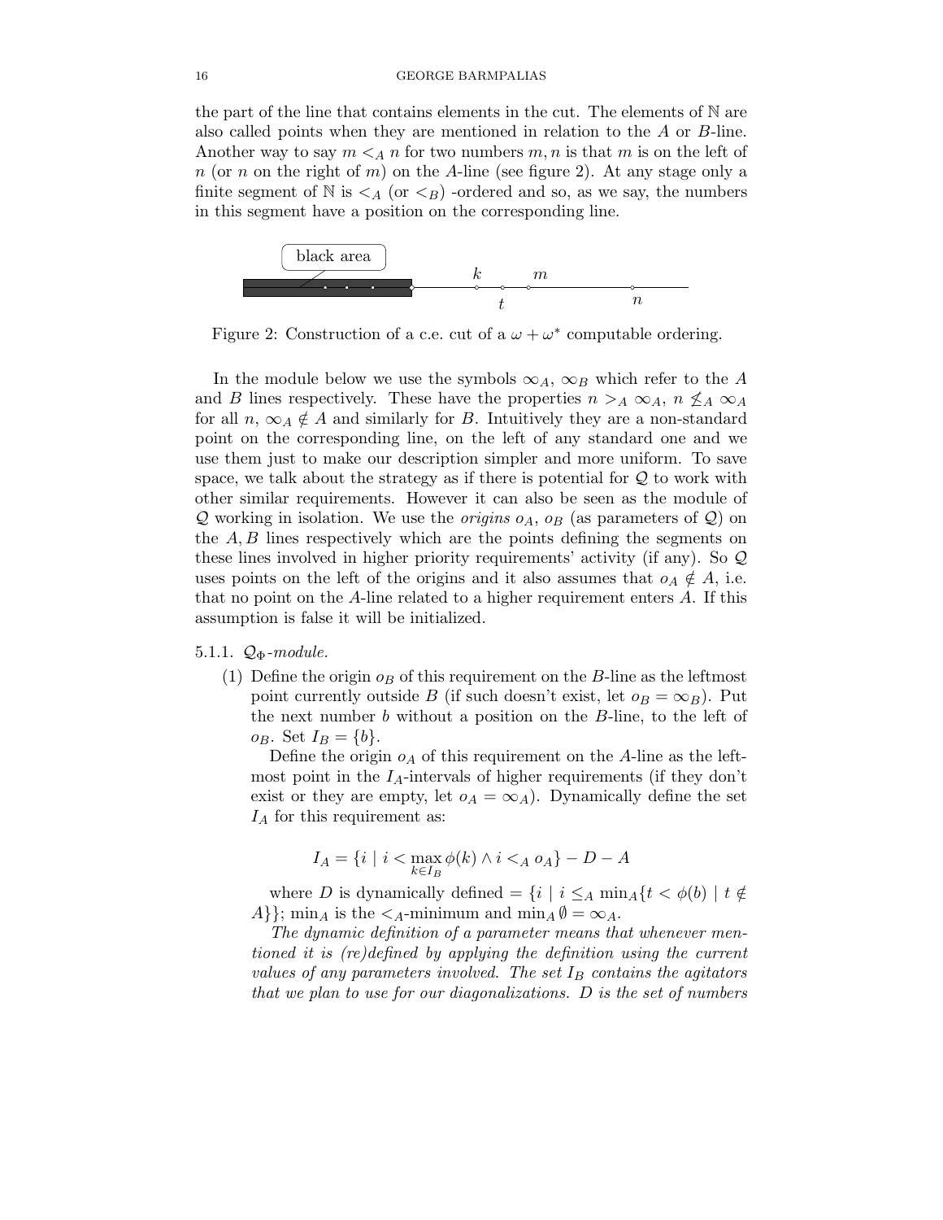the part of the line that contains elements in the cut. The elements of $\mathbb{N}$ are also called points when they are mentioned in relation to the $A$ or $B$-line. Another way to say $m <_A n$ for two numbers $m, n$ is that $m$ is on the left of $n$ (or $n$ on the right of $m$) on the $A$-line (see figure 2). At any stage only a finite segment of $\mathbb{N}$ is $<_A$ (or $<_B$) -ordered and so, as we say, the numbers in this segment have a position on the corresponding line.

Figure 2: Construction of a c.e. cut of a $\omega + \omega^*$ computable ordering.

In the module below we use the symbols $\infty_A$, $\infty_B$ which refer to the $A$ and $B$ lines respectively. These have the properties $n >_A \infty_A$, $n \not\leq_A \infty_A$ for all $n$, $\infty_A \notin A$ and similarly for $B$. Intuitively they are a non-standard point on the corresponding line, on the left of any standard one and we use them just to make our description simpler and more uniform. To save space, we talk about the strategy as if there is potential for $\mathcal{Q}$ to work with other similar requirements. However it can also be seen as the module of $\mathcal{Q}$ working in isolation. We use the *origins* $o_A$, $o_B$ (as parameters of $\mathcal{Q}$) on the $A, B$ lines respectively which are the points defining the segments on these lines involved in higher priority requirements' activity (if any). So $\mathcal{Q}$ uses points on the left of the origins and it also assumes that $o_A \notin A$, i.e. that no point on the $A$-line related to a higher requirement enters $A$. If this assumption is false it will be initialized.

5.1.1. $\mathcal{Q}_\Phi$*-module.*

(1) Define the origin $o_B$ of this requirement on the $B$-line as the leftmost point currently outside $B$ (if such doesn't exist, let $o_B = \infty_B$). Put the next number $b$ without a position on the $B$-line, to the left of $o_B$. Set $I_B = \{b\}$.

Define the origin $o_A$ of this requirement on the $A$-line as the leftmost point in the $I_A$-intervals of higher requirements (if they don't exist or they are empty, let $o_A = \infty_A$). Dynamically define the set $I_A$ for this requirement as:

$$I_A = \{i \mid i < \max_{k \in I_B} \phi(k) \wedge i <_A o_A\} - D - A$$

where $D$ is dynamically defined $= \{i \mid i \leq_A \min_A\{t < \phi(b) \mid t \notin A\}\}$; $\min_A$ is the $<_A$-minimum and $\min_A \emptyset = \infty_A$.

*The dynamic definition of a parameter means that whenever mentioned it is (re)defined by applying the definition using the current values of any parameters involved. The set $I_B$ contains the agitators that we plan to use for our diagonalizations. $D$ is the set of numbers*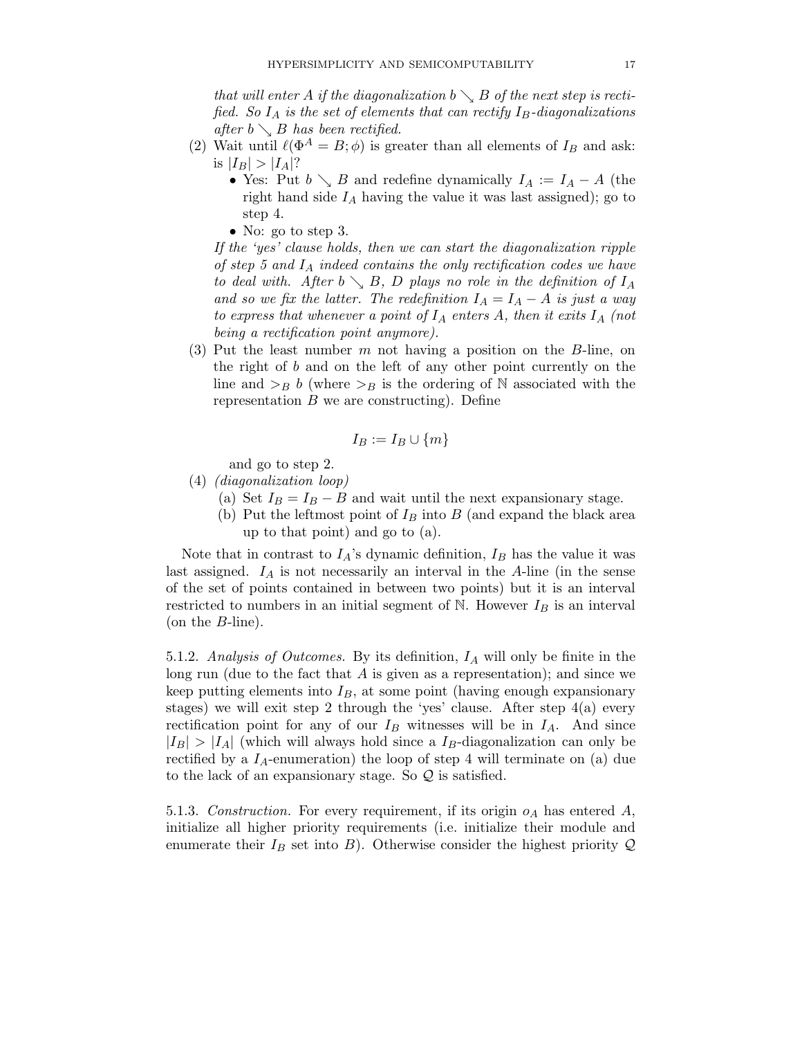*that will enter $A$ if the diagonalization $b \searrow B$ of the next step is rectified. So $I_A$ is the set of elements that can rectify $I_B$-diagonalizations after $b \searrow B$ has been rectified.*

(2) Wait until $\ell(\Phi^A = B; \phi)$ is greater than all elements of $I_B$ and ask: is $|I_B| > |I_A|$?
   - Yes: Put $b \searrow B$ and redefine dynamically $I_A := I_A - A$ (the right hand side $I_A$ having the value it was last assigned); go to step 4.
   - No: go to step 3.

   *If the 'yes' clause holds, then we can start the diagonalization ripple of step 5 and $I_A$ indeed contains the only rectification codes we have to deal with. After $b \searrow B$, $D$ plays no role in the definition of $I_A$ and so we fix the latter. The redefinition $I_A = I_A - A$ is just a way to express that whenever a point of $I_A$ enters $A$, then it exits $I_A$ (not being a rectification point anymore).*

(3) Put the least number $m$ not having a position on the $B$-line, on the right of $b$ and on the left of any other point currently on the line and $>_B b$ (where $>_B$ is the ordering of $\mathbb{N}$ associated with the representation $B$ we are constructing). Define

$$I_B := I_B \cup \{m\}$$

   and go to step 2.

(4) *(diagonalization loop)*
   (a) Set $I_B = I_B - B$ and wait until the next expansionary stage.
   (b) Put the leftmost point of $I_B$ into $B$ (and expand the black area up to that point) and go to (a).

Note that in contrast to $I_A$'s dynamic definition, $I_B$ has the value it was last assigned. $I_A$ is not necessarily an interval in the $A$-line (in the sense of the set of points contained in between two points) but it is an interval restricted to numbers in an initial segment of $\mathbb{N}$. However $I_B$ is an interval (on the $B$-line).

5.1.2. *Analysis of Outcomes.* By its definition, $I_A$ will only be finite in the long run (due to the fact that $A$ is given as a representation); and since we keep putting elements into $I_B$, at some point (having enough expansionary stages) we will exit step 2 through the 'yes' clause. After step 4(a) every rectification point for any of our $I_B$ witnesses will be in $I_A$. And since $|I_B| > |I_A|$ (which will always hold since a $I_B$-diagonalization can only be rectified by a $I_A$-enumeration) the loop of step 4 will terminate on (a) due to the lack of an expansionary stage. So $\mathcal{Q}$ is satisfied.

5.1.3. *Construction.* For every requirement, if its origin $o_A$ has entered $A$, initialize all higher priority requirements (i.e. initialize their module and enumerate their $I_B$ set into $B$). Otherwise consider the highest priority $\mathcal{Q}$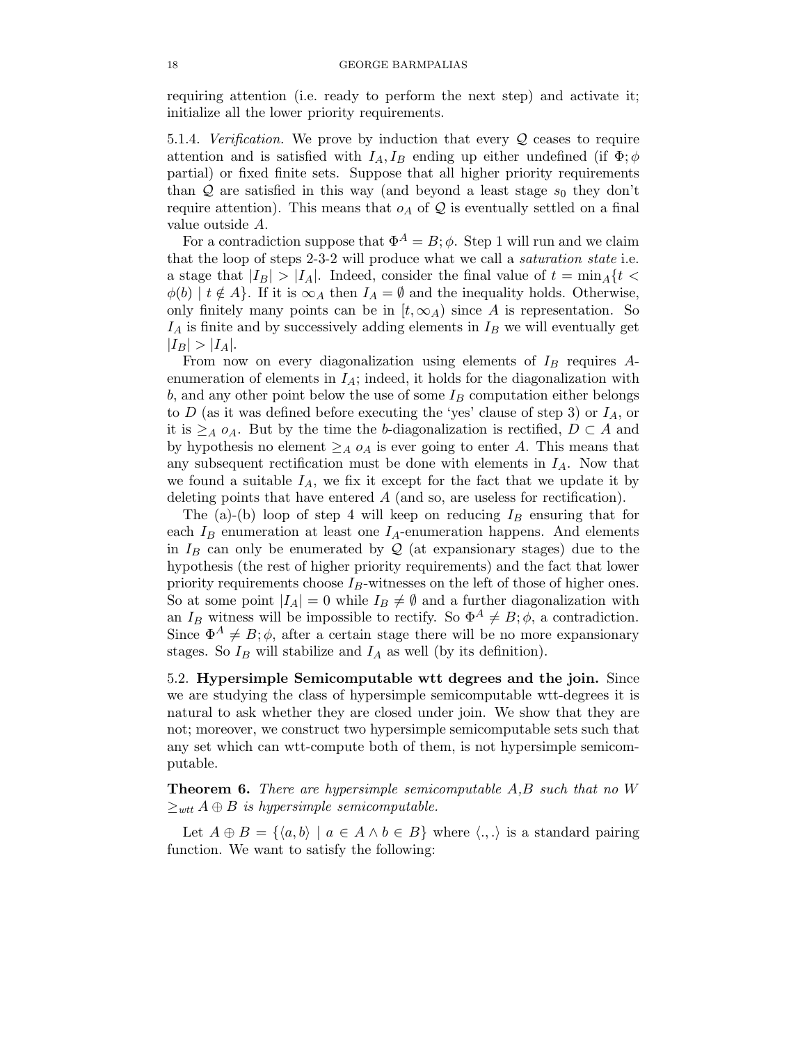requiring attention (i.e. ready to perform the next step) and activate it; initialize all the lower priority requirements.

5.1.4. *Verification.* We prove by induction that every $\mathcal{Q}$ ceases to require attention and is satisfied with $I_A, I_B$ ending up either undefined (if $\Phi;\phi$ partial) or fixed finite sets. Suppose that all higher priority requirements than $\mathcal{Q}$ are satisfied in this way (and beyond a least stage $s_0$ they don't require attention). This means that $o_A$ of $\mathcal{Q}$ is eventually settled on a final value outside $A$.

For a contradiction suppose that $\Phi^A = B;\phi$. Step 1 will run and we claim that the loop of steps 2-3-2 will produce what we call a *saturation state* i.e. a stage that $|I_B| > |I_A|$. Indeed, consider the final value of $t = \min_A\{t < \phi(b) \mid t \notin A\}$. If it is $\infty_A$ then $I_A = \emptyset$ and the inequality holds. Otherwise, only finitely many points can be in $[t, \infty_A)$ since $A$ is representation. So $I_A$ is finite and by successively adding elements in $I_B$ we will eventually get $|I_B| > |I_A|$.

From now on every diagonalization using elements of $I_B$ requires $A$-enumeration of elements in $I_A$; indeed, it holds for the diagonalization with $b$, and any other point below the use of some $I_B$ computation either belongs to $D$ (as it was defined before executing the 'yes' clause of step 3) or $I_A$, or it is $\geq_A o_A$. But by the time the $b$-diagonalization is rectified, $D \subset A$ and by hypothesis no element $\geq_A o_A$ is ever going to enter $A$. This means that any subsequent rectification must be done with elements in $I_A$. Now that we found a suitable $I_A$, we fix it except for the fact that we update it by deleting points that have entered $A$ (and so, are useless for rectification).

The (a)-(b) loop of step 4 will keep on reducing $I_B$ ensuring that for each $I_B$ enumeration at least one $I_A$-enumeration happens. And elements in $I_B$ can only be enumerated by $\mathcal{Q}$ (at expansionary stages) due to the hypothesis (the rest of higher priority requirements) and the fact that lower priority requirements choose $I_B$-witnesses on the left of those of higher ones. So at some point $|I_A| = 0$ while $I_B \neq \emptyset$ and a further diagonalization with an $I_B$ witness will be impossible to rectify. So $\Phi^A \neq B;\phi$, a contradiction. Since $\Phi^A \neq B;\phi$, after a certain stage there will be no more expansionary stages. So $I_B$ will stabilize and $I_A$ as well (by its definition).

5.2. **Hypersimple Semicomputable wtt degrees and the join.** Since we are studying the class of hypersimple semicomputable wtt-degrees it is natural to ask whether they are closed under join. We show that they are not; moreover, we construct two hypersimple semicomputable sets such that any set which can wtt-compute both of them, is not hypersimple semicomputable.

**Theorem 6.** *There are hypersimple semicomputable A,B such that no $W \geq_{wtt} A \oplus B$ is hypersimple semicomputable.*

Let $A \oplus B = \{\langle a, b\rangle \mid a \in A \wedge b \in B\}$ where $\langle .,. \rangle$ is a standard pairing function. We want to satisfy the following: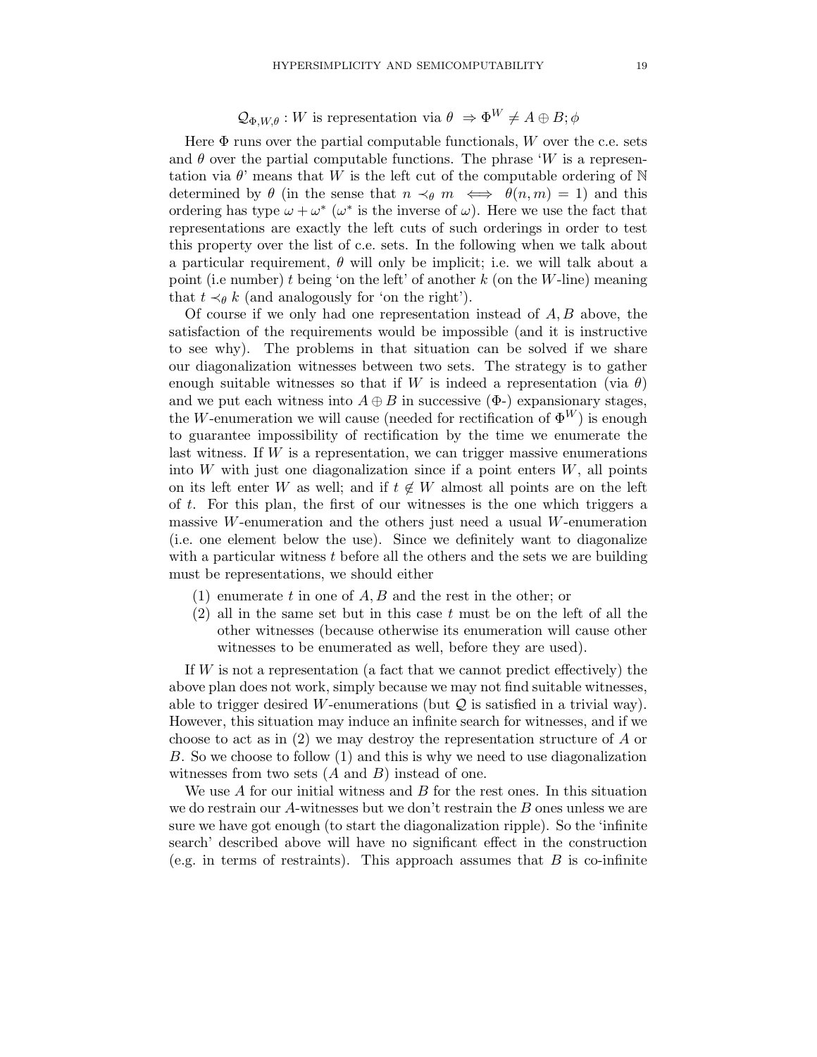$$\mathcal{Q}_{\Phi,W,\theta} : W \text{ is representation via } \theta \ \Rightarrow \Phi^W \neq A \oplus B; \phi$$

Here $\Phi$ runs over the partial computable functionals, $W$ over the c.e. sets and $\theta$ over the partial computable functions. The phrase '$W$ is a representation via $\theta$' means that $W$ is the left cut of the computable ordering of $\mathbb{N}$ determined by $\theta$ (in the sense that $n \prec_\theta m \iff \theta(n,m) = 1$) and this ordering has type $\omega + \omega^*$ ($\omega^*$ is the inverse of $\omega$). Here we use the fact that representations are exactly the left cuts of such orderings in order to test this property over the list of c.e. sets. In the following when we talk about a particular requirement, $\theta$ will only be implicit; i.e. we will talk about a point (i.e number) $t$ being 'on the left' of another $k$ (on the $W$-line) meaning that $t \prec_\theta k$ (and analogously for 'on the right').

Of course if we only had one representation instead of $A, B$ above, the satisfaction of the requirements would be impossible (and it is instructive to see why). The problems in that situation can be solved if we share our diagonalization witnesses between two sets. The strategy is to gather enough suitable witnesses so that if $W$ is indeed a representation (via $\theta$) and we put each witness into $A \oplus B$ in successive ($\Phi$-) expansionary stages, the $W$-enumeration we will cause (needed for rectification of $\Phi^W$) is enough to guarantee impossibility of rectification by the time we enumerate the last witness. If $W$ is a representation, we can trigger massive enumerations into $W$ with just one diagonalization since if a point enters $W$, all points on its left enter $W$ as well; and if $t \notin W$ almost all points are on the left of $t$. For this plan, the first of our witnesses is the one which triggers a massive $W$-enumeration and the others just need a usual $W$-enumeration (i.e. one element below the use). Since we definitely want to diagonalize with a particular witness $t$ before all the others and the sets we are building must be representations, we should either

1. enumerate $t$ in one of $A, B$ and the rest in the other; or
2. all in the same set but in this case $t$ must be on the left of all the other witnesses (because otherwise its enumeration will cause other witnesses to be enumerated as well, before they are used).

If $W$ is not a representation (a fact that we cannot predict effectively) the above plan does not work, simply because we may not find suitable witnesses, able to trigger desired $W$-enumerations (but $\mathcal{Q}$ is satisfied in a trivial way). However, this situation may induce an infinite search for witnesses, and if we choose to act as in (2) we may destroy the representation structure of $A$ or $B$. So we choose to follow (1) and this is why we need to use diagonalization witnesses from two sets ($A$ and $B$) instead of one.

We use $A$ for our initial witness and $B$ for the rest ones. In this situation we do restrain our $A$-witnesses but we don't restrain the $B$ ones unless we are sure we have got enough (to start the diagonalization ripple). So the 'infinite search' described above will have no significant effect in the construction (e.g. in terms of restraints). This approach assumes that $B$ is co-infinite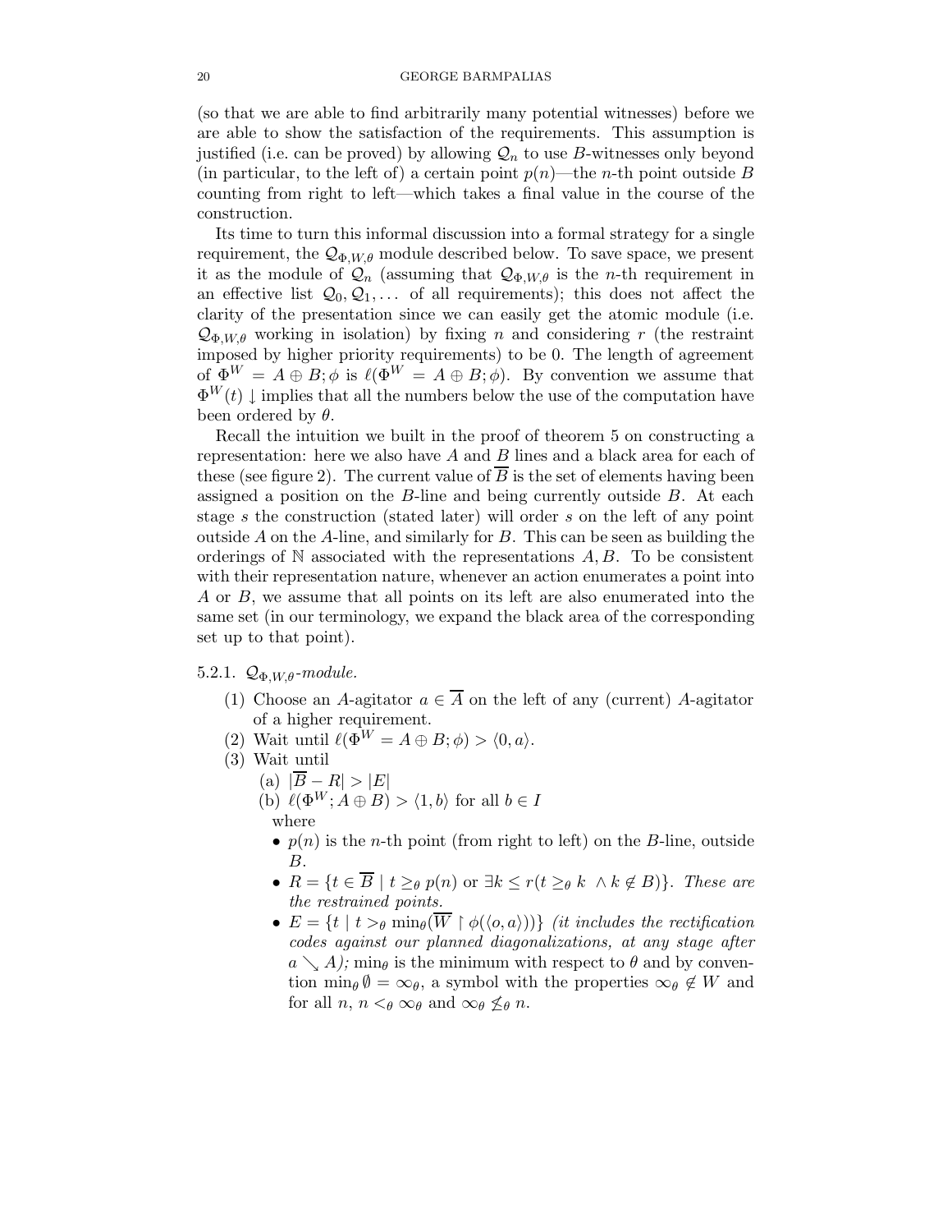(so that we are able to find arbitrarily many potential witnesses) before we are able to show the satisfaction of the requirements. This assumption is justified (i.e. can be proved) by allowing $\mathcal{Q}_n$ to use $B$-witnesses only beyond (in particular, to the left of) a certain point $p(n)$—the $n$-th point outside $B$ counting from right to left—which takes a final value in the course of the construction.

Its time to turn this informal discussion into a formal strategy for a single requirement, the $\mathcal{Q}_{\Phi,W,\theta}$ module described below. To save space, we present it as the module of $\mathcal{Q}_n$ (assuming that $\mathcal{Q}_{\Phi,W,\theta}$ is the $n$-th requirement in an effective list $\mathcal{Q}_0, \mathcal{Q}_1, \dots$ of all requirements); this does not affect the clarity of the presentation since we can easily get the atomic module (i.e. $\mathcal{Q}_{\Phi,W,\theta}$ working in isolation) by fixing $n$ and considering $r$ (the restraint imposed by higher priority requirements) to be 0. The length of agreement of $\Phi^W = A \oplus B; \phi$ is $\ell(\Phi^W = A \oplus B; \phi)$. By convention we assume that $\Phi^W(t)\downarrow$ implies that all the numbers below the use of the computation have been ordered by $\theta$.

Recall the intuition we built in the proof of theorem 5 on constructing a representation: here we also have $A$ and $B$ lines and a black area for each of these (see figure 2). The current value of $\overline{B}$ is the set of elements having been assigned a position on the $B$-line and being currently outside $B$. At each stage $s$ the construction (stated later) will order $s$ on the left of any point outside $A$ on the $A$-line, and similarly for $B$. This can be seen as building the orderings of $\mathbb{N}$ associated with the representations $A, B$. To be consistent with their representation nature, whenever an action enumerates a point into $A$ or $B$, we assume that all points on its left are also enumerated into the same set (in our terminology, we expand the black area of the corresponding set up to that point).

### 5.2.1. $\mathcal{Q}_{\Phi,W,\theta}$-*module.*

1. Choose an $A$-agitator $a \in \overline{A}$ on the left of any (current) $A$-agitator of a higher requirement.
2. Wait until $\ell(\Phi^W = A \oplus B; \phi) > \langle 0, a\rangle$.
3. Wait until
   - (a) $|\overline{B} - R| > |E|$
   - (b) $\ell(\Phi^W ; A \oplus B) > \langle 1, b\rangle$ for all $b \in I$

   where
   - $p(n)$ is the $n$-th point (from right to left) on the $B$-line, outside $B$.
   - $R = \{t \in \overline{B} \mid t \geq_\theta p(n) \text{ or } \exists k \leq r(t \geq_\theta k \ \wedge k \notin B)\}$. *These are the restrained points.*
   - $E = \{t \mid t >_\theta \min_\theta(\overline{W} \upharpoonright \phi(\langle o, a\rangle))\}$ *(it includes the rectification codes against our planned diagonalizations, at any stage after* $a \searrow A$*);* $\min_\theta$ is the minimum with respect to $\theta$ and by convention $\min_\theta \emptyset = \infty_\theta$, a symbol with the properties $\infty_\theta \notin W$ and for all $n$, $n <_\theta \infty_\theta$ and $\infty_\theta \not\leq_\theta n$.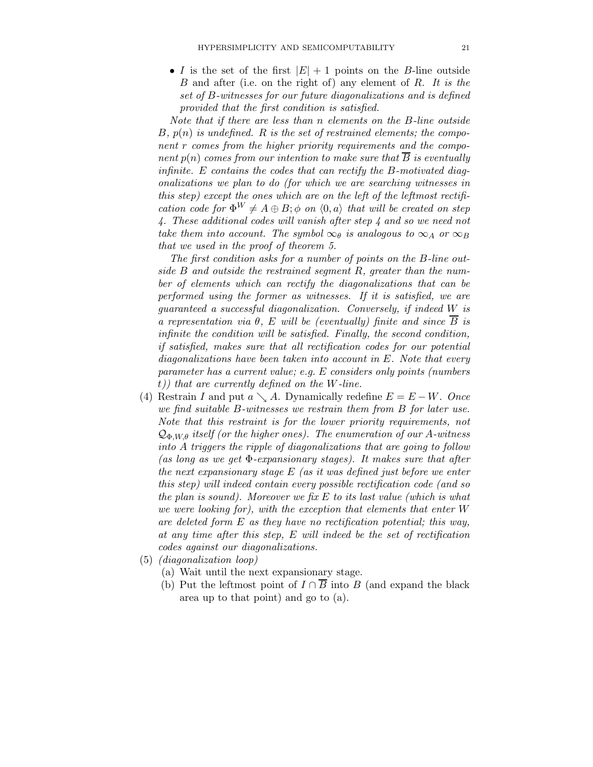- $I$ is the set of the first $|E|+1$ points on the $B$-line outside $B$ and after (i.e. on the right of) any element of $R$. *It is the set of $B$-witnesses for our future diagonalizations and is defined provided that the first condition is satisfied.*

  *Note that if there are less than $n$ elements on the $B$-line outside $B$, $p(n)$ is undefined. $R$ is the set of restrained elements; the component $r$ comes from the higher priority requirements and the component $p(n)$ comes from our intention to make sure that $\overline{B}$ is eventually infinite. $E$ contains the codes that can rectify the $B$-motivated diagonalizations we plan to do (for which we are searching witnesses in this step) except the ones which are on the left of the leftmost rectification code for $\Phi^W \neq A \oplus B; \phi$ on $\langle 0, a\rangle$ that will be created on step 4. These additional codes will vanish after step 4 and so we need not take them into account. The symbol $\infty_\theta$ is analogous to $\infty_A$ or $\infty_B$ that we used in the proof of theorem 5.*

  *The first condition asks for a number of points on the $B$-line outside $B$ and outside the restrained segment $R$, greater than the number of elements which can rectify the diagonalizations that can be performed using the former as witnesses. If it is satisfied, we are guaranteed a successful diagonalization. Conversely, if indeed $W$ is a representation via $\theta$, $E$ will be (eventually) finite and since $\overline{B}$ is infinite the condition will be satisfied. Finally, the second condition, if satisfied, makes sure that all rectification codes for our potential diagonalizations have been taken into account in $E$. Note that every parameter has a current value; e.g. $E$ considers only points (numbers $t$)) that are currently defined on the $W$-line.*

(4) Restrain $I$ and put $a \searrow A$. Dynamically redefine $E = E - W$. *Once we find suitable $B$-witnesses we restrain them from $B$ for later use. Note that this restraint is for the lower priority requirements, not $\mathcal{Q}_{\Phi,W,\theta}$ itself (or the higher ones). The enumeration of our $A$-witness into $A$ triggers the ripple of diagonalizations that are going to follow (as long as we get $\Phi$-expansionary stages). It makes sure that after the next expansionary stage $E$ (as it was defined just before we enter this step) will indeed contain every possible rectification code (and so the plan is sound). Moreover we fix $E$ to its last value (which is what we were looking for), with the exception that elements that enter $W$ are deleted form $E$ as they have no rectification potential; this way, at any time after this step, $E$ will indeed be the set of rectification codes against our diagonalizations.*

(5) *(diagonalization loop)*
   (a) Wait until the next expansionary stage.
   (b) Put the leftmost point of $I \cap \overline{B}$ into $B$ (and expand the black area up to that point) and go to (a).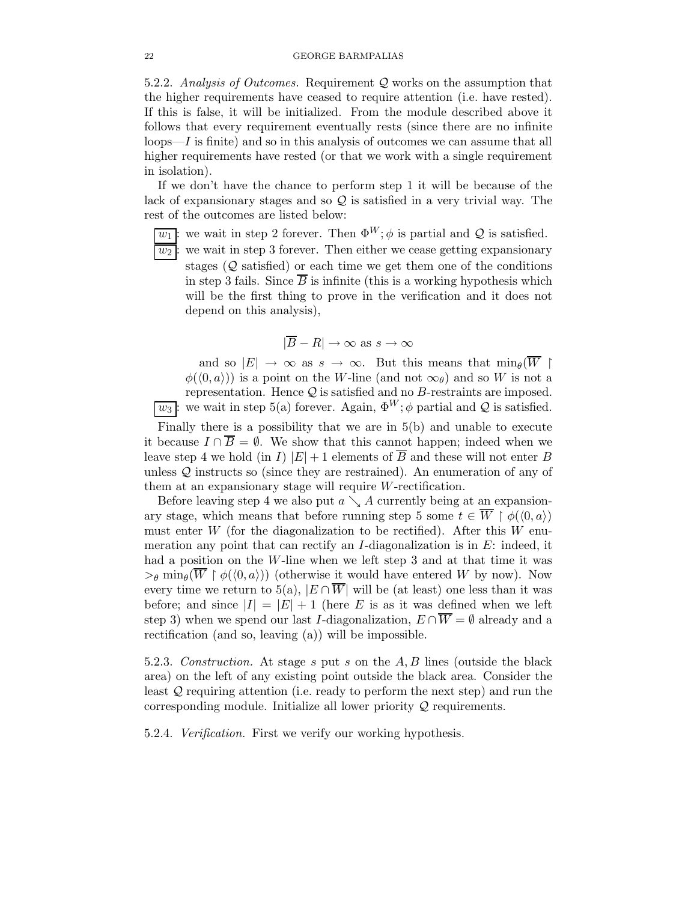5.2.2. *Analysis of Outcomes.* Requirement $\mathcal{Q}$ works on the assumption that the higher requirements have ceased to require attention (i.e. have rested). If this is false, it will be initialized. From the module described above it follows that every requirement eventually rests (since there are no infinite loops—$I$ is finite) and so in this analysis of outcomes we can assume that all higher requirements have rested (or that we work with a single requirement in isolation).

If we don't have the chance to perform step 1 it will be because of the lack of expansionary stages and so $\mathcal{Q}$ is satisfied in a very trivial way. The rest of the outcomes are listed below:

- $\boxed{w_1}$: we wait in step 2 forever. Then $\Phi^W; \phi$ is partial and $\mathcal{Q}$ is satisfied.
- $\boxed{w_2}$: we wait in step 3 forever. Then either we cease getting expansionary stages ($\mathcal{Q}$ satisfied) or each time we get them one of the conditions in step 3 fails. Since $\overline{B}$ is infinite (this is a working hypothesis which will be the first thing to prove in the verification and it does not depend on this analysis),

  $$|\overline{B} - R| \to \infty \text{ as } s \to \infty$$

  and so $|E| \to \infty$ as $s \to \infty$. But this means that $\min_\theta(\overline{W} \restriction \phi(\langle 0, a\rangle))$ is a point on the $W$-line (and not $\infty_\theta$) and so $W$ is not a representation. Hence $\mathcal{Q}$ is satisfied and no $B$-restraints are imposed.
- $\boxed{w_3}$: we wait in step 5(a) forever. Again, $\Phi^W; \phi$ partial and $\mathcal{Q}$ is satisfied.

Finally there is a possibility that we are in 5(b) and unable to execute it because $I \cap \overline{B} = \emptyset$. We show that this cannot happen; indeed when we leave step 4 we hold (in $I$) $|E| + 1$ elements of $\overline{B}$ and these will not enter $B$ unless $\mathcal{Q}$ instructs so (since they are restrained). An enumeration of any of them at an expansionary stage will require $W$-rectification.

Before leaving step 4 we also put $a \searrow A$ currently being at an expansionary stage, which means that before running step 5 some $t \in \overline{W} \restriction \phi(\langle 0, a\rangle)$ must enter $W$ (for the diagonalization to be rectified). After this $W$ enumeration any point that can rectify an $I$-diagonalization is in $E$: indeed, it had a position on the $W$-line when we left step 3 and at that time it was $>_\theta \min_\theta(\overline{W} \restriction \phi(\langle 0, a\rangle))$ (otherwise it would have entered $W$ by now). Now every time we return to 5(a), $|E \cap \overline{W}|$ will be (at least) one less than it was before; and since $|I| = |E| + 1$ (here $E$ is as it was defined when we left step 3) when we spend our last $I$-diagonalization, $E \cap \overline{W} = \emptyset$ already and a rectification (and so, leaving (a)) will be impossible.

5.2.3. *Construction.* At stage $s$ put $s$ on the $A, B$ lines (outside the black area) on the left of any existing point outside the black area. Consider the least $\mathcal{Q}$ requiring attention (i.e. ready to perform the next step) and run the corresponding module. Initialize all lower priority $\mathcal{Q}$ requirements.

5.2.4. *Verification.* First we verify our working hypothesis.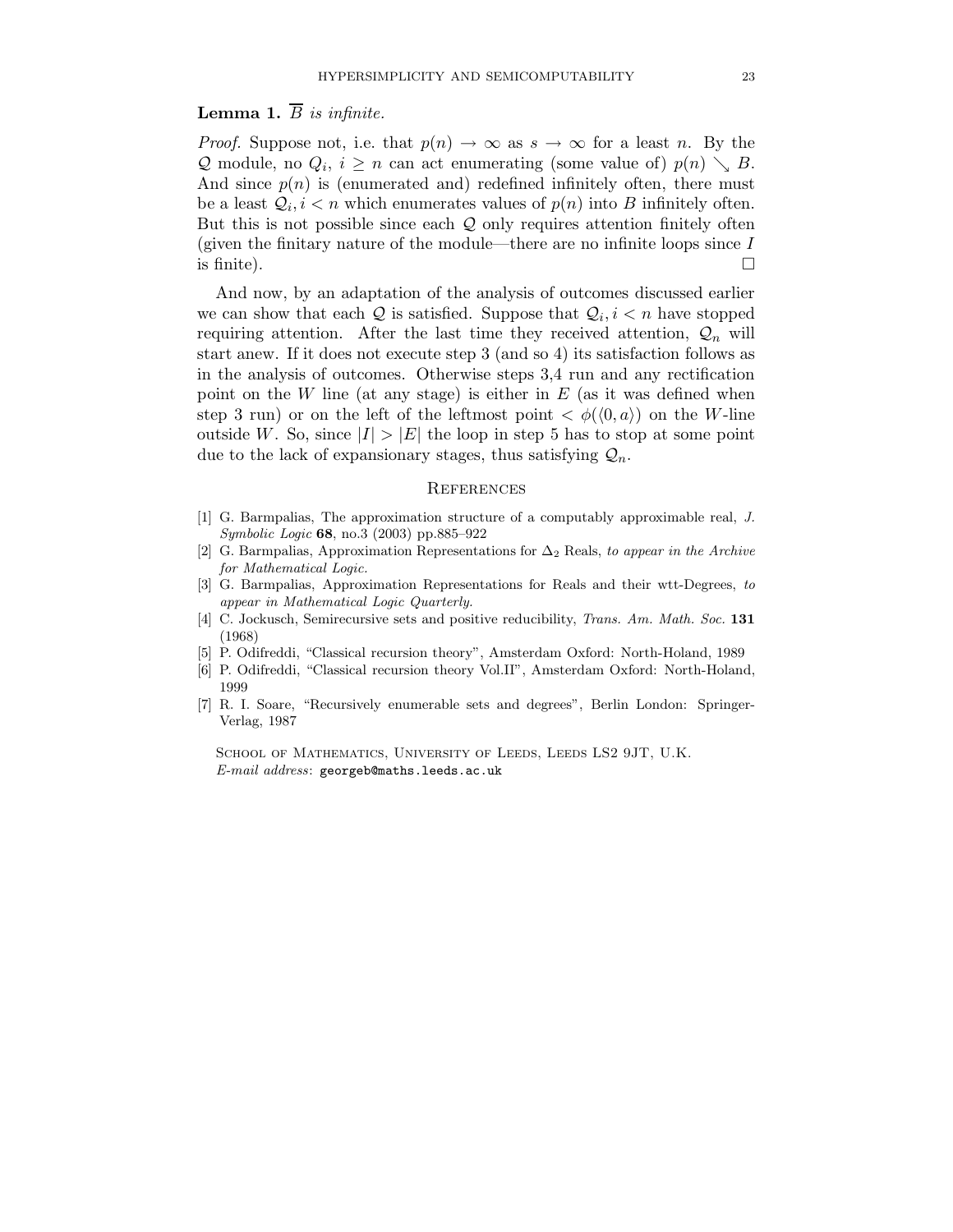**Lemma 1.** *$\overline{B}$ is infinite.*

*Proof.* Suppose not, i.e. that $p(n) \to \infty$ as $s \to \infty$ for a least $n$. By the $\mathcal{Q}$ module, no $Q_i$, $i \geq n$ can act enumerating (some value of) $p(n) \searrow B$. And since $p(n)$ is (enumerated and) redefined infinitely often, there must be a least $\mathcal{Q}_i, i < n$ which enumerates values of $p(n)$ into $B$ infinitely often. But this is not possible since each $\mathcal{Q}$ only requires attention finitely often (given the finitary nature of the module—there are no infinite loops since $I$ is finite). □

And now, by an adaptation of the analysis of outcomes discussed earlier we can show that each $\mathcal{Q}$ is satisfied. Suppose that $\mathcal{Q}_i, i < n$ have stopped requiring attention. After the last time they received attention, $\mathcal{Q}_n$ will start anew. If it does not execute step 3 (and so 4) its satisfaction follows as in the analysis of outcomes. Otherwise steps 3,4 run and any rectification point on the $W$ line (at any stage) is either in $E$ (as it was defined when step 3 run) or on the left of the leftmost point $< \phi(\langle 0, a \rangle)$ on the $W$-line outside $W$. So, since $|I| > |E|$ the loop in step 5 has to stop at some point due to the lack of expansionary stages, thus satisfying $\mathcal{Q}_n$.

## References

[1] G. Barmpalias, The approximation structure of a computably approximable real, *J. Symbolic Logic* **68**, no.3 (2003) pp.885–922

[2] G. Barmpalias, Approximation Representations for $\Delta_2$ Reals, *to appear in the Archive for Mathematical Logic.*

[3] G. Barmpalias, Approximation Representations for Reals and their wtt-Degrees, *to appear in Mathematical Logic Quarterly.*

[4] C. Jockusch, Semirecursive sets and positive reducibility, *Trans. Am. Math. Soc.* **131** (1968)

[5] P. Odifreddi, "Classical recursion theory", Amsterdam Oxford: North-Holand, 1989

[6] P. Odifreddi, "Classical recursion theory Vol.II", Amsterdam Oxford: North-Holand, 1999

[7] R. I. Soare, "Recursively enumerable sets and degrees", Berlin London: Springer-Verlag, 1987

School of Mathematics, University of Leeds, Leeds LS2 9JT, U.K.
*E-mail address*: georgeb@maths.leeds.ac.uk